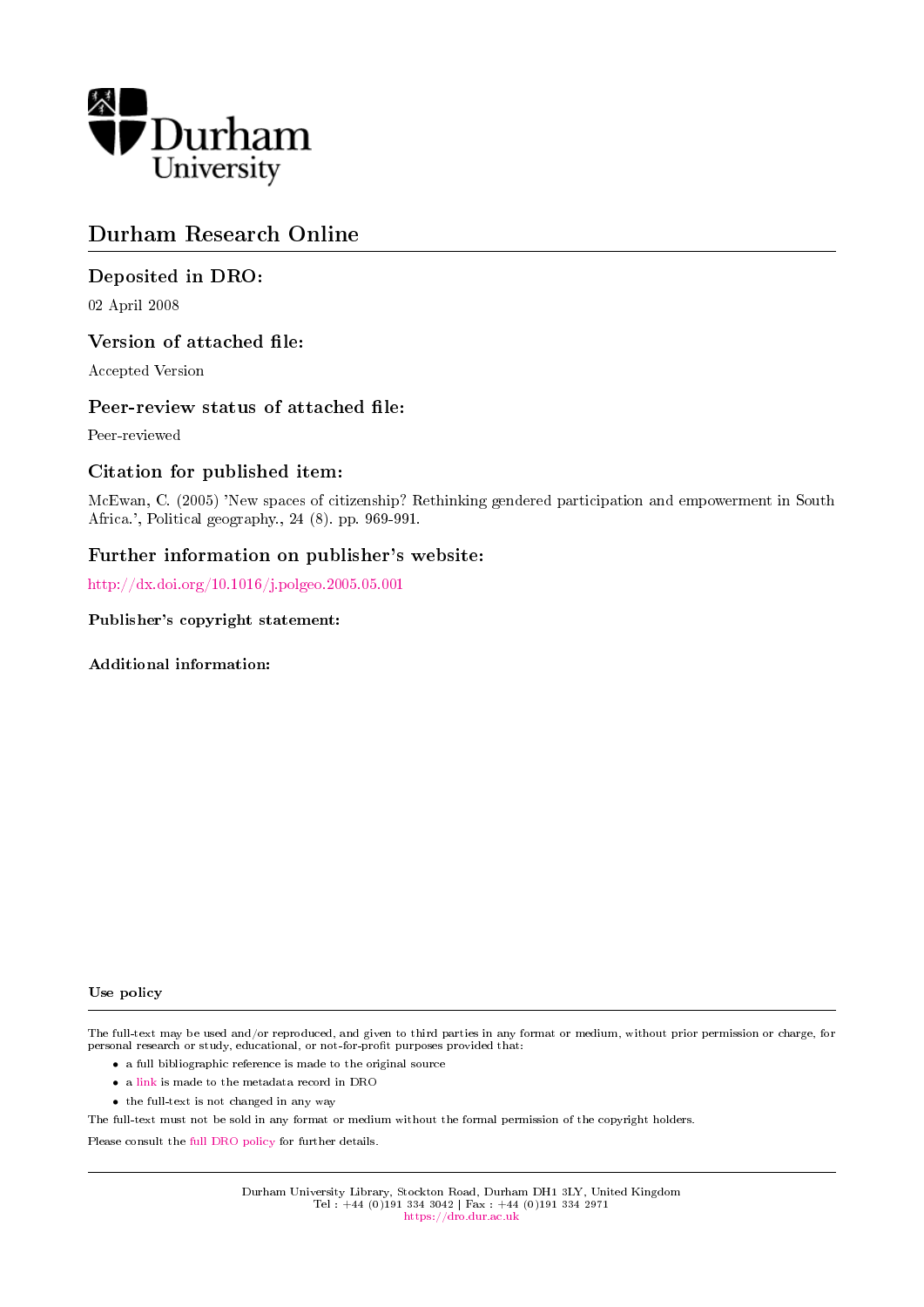Durham University

# Durham Research Online

## Deposited in DRO:

02 April 2008

## Version of attached file:

Accepted Version

## Peer-review status of attached file:

Peer-reviewed

## Citation for published item:

McEwan, C. (2005) 'New spaces of citizenship? Rethinking gendered participation and empowerment in South Africa.', Political geography., 24 (8). pp. 969-991.

## Further information on publisher's website:

http://dx.doi.org/10.1016/j.polgeo.2005.05.001

### Publisher's copyright statement:

### Additional information:

### Use policy

The full-text may be used and/or reproduced, and given to third parties in any format or medium, without prior permission or charge, for personal research or study, educational, or not-for-profit purposes provided that:

- a full bibliographic reference is made to the original source
- a link is made to the metadata record in DRO
- the full-text is not changed in any way

The full-text must not be sold in any format or medium without the formal permission of the copyright holders.

Please consult the full DRO policy for further details.

Durham University Library, Stockton Road, Durham DH1 3LY, United Kingdom
Tel : +44 (0)191 334 3042 | Fax : +44 (0)191 334 2971
https://dro.dur.ac.uk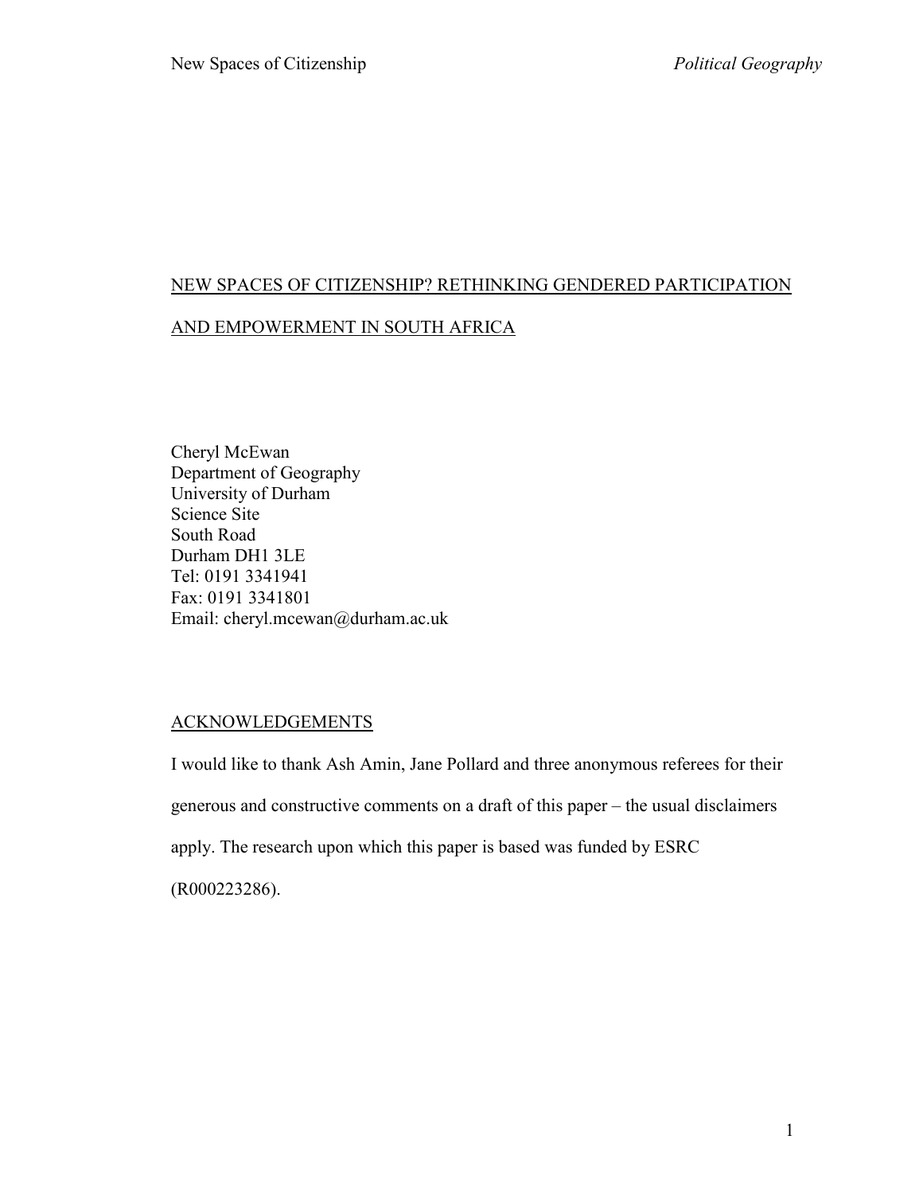# NEW SPACES OF CITIZENSHIP? RETHINKING GENDERED PARTICIPATION AND EMPOWERMENT IN SOUTH AFRICA

Cheryl McEwan
Department of Geography
University of Durham
Science Site
South Road
Durham DH1 3LE
Tel: 0191 3341941
Fax: 0191 3341801
Email: cheryl.mcewan@durham.ac.uk

## ACKNOWLEDGEMENTS

I would like to thank Ash Amin, Jane Pollard and three anonymous referees for their generous and constructive comments on a draft of this paper – the usual disclaimers apply. The research upon which this paper is based was funded by ESRC (R000223286).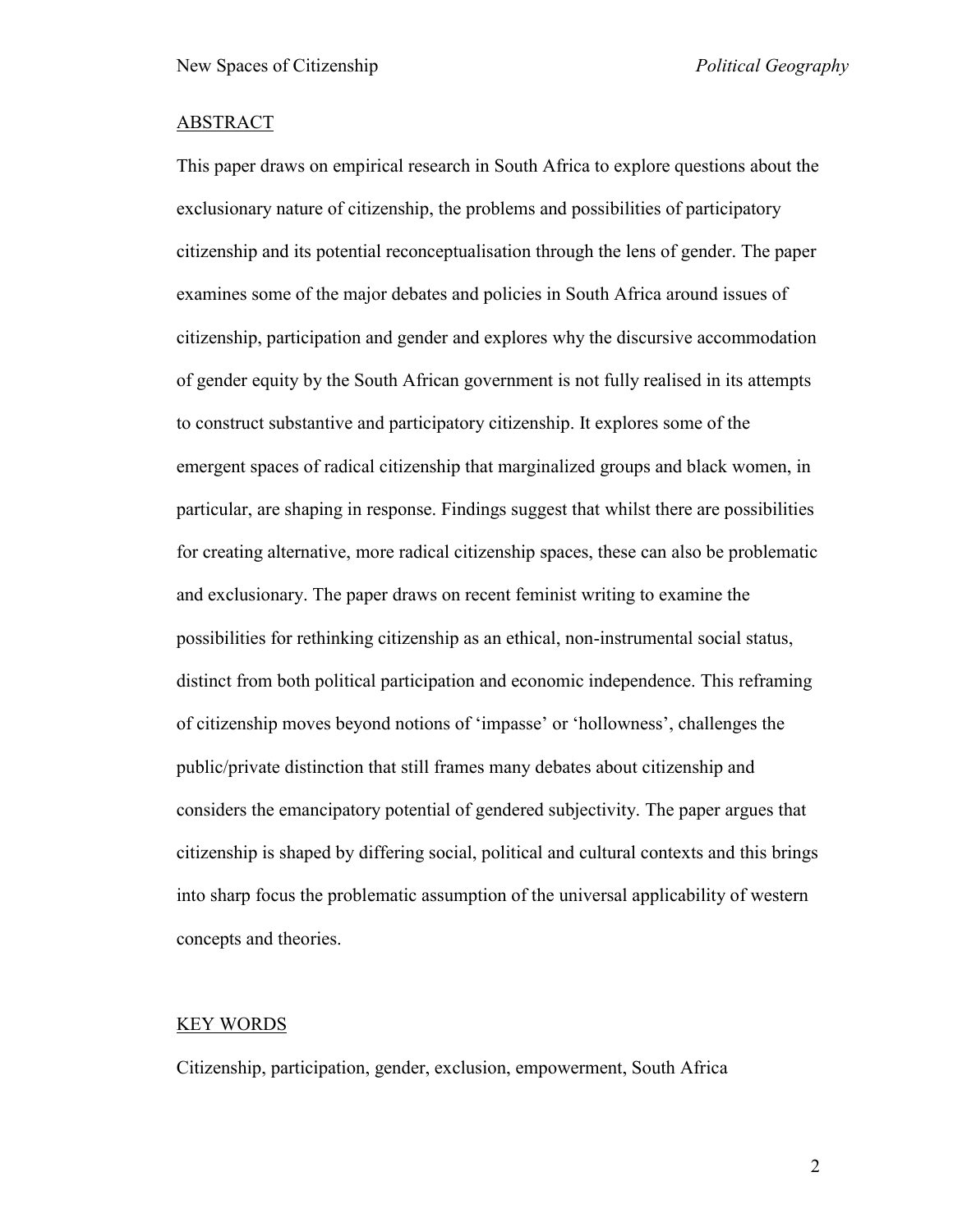## ABSTRACT

This paper draws on empirical research in South Africa to explore questions about the exclusionary nature of citizenship, the problems and possibilities of participatory citizenship and its potential reconceptualisation through the lens of gender. The paper examines some of the major debates and policies in South Africa around issues of citizenship, participation and gender and explores why the discursive accommodation of gender equity by the South African government is not fully realised in its attempts to construct substantive and participatory citizenship. It explores some of the emergent spaces of radical citizenship that marginalized groups and black women, in particular, are shaping in response. Findings suggest that whilst there are possibilities for creating alternative, more radical citizenship spaces, these can also be problematic and exclusionary. The paper draws on recent feminist writing to examine the possibilities for rethinking citizenship as an ethical, non-instrumental social status, distinct from both political participation and economic independence. This reframing of citizenship moves beyond notions of 'impasse' or 'hollowness', challenges the public/private distinction that still frames many debates about citizenship and considers the emancipatory potential of gendered subjectivity. The paper argues that citizenship is shaped by differing social, political and cultural contexts and this brings into sharp focus the problematic assumption of the universal applicability of western concepts and theories.

## KEY WORDS

Citizenship, participation, gender, exclusion, empowerment, South Africa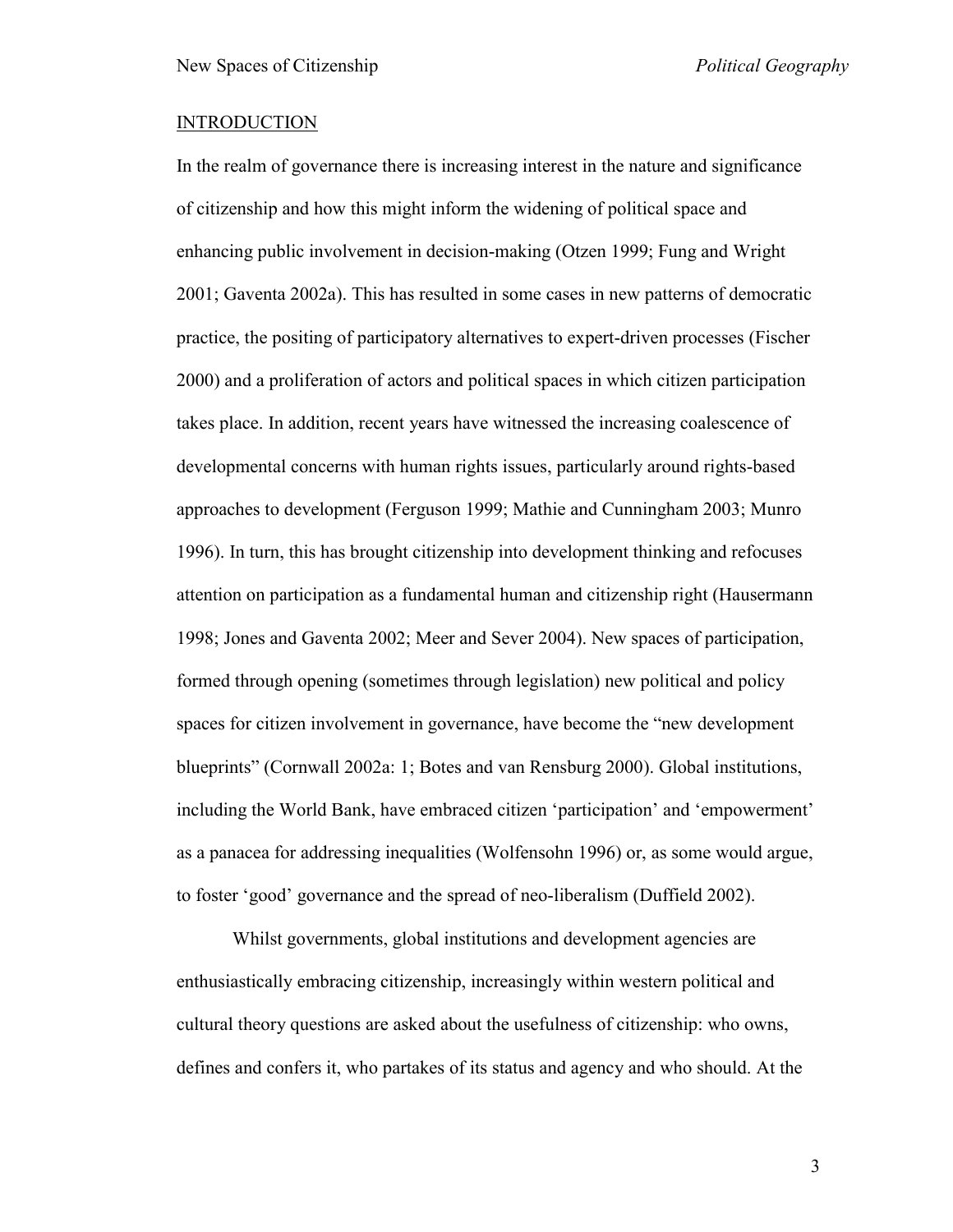## INTRODUCTION

In the realm of governance there is increasing interest in the nature and significance of citizenship and how this might inform the widening of political space and enhancing public involvement in decision-making (Otzen 1999; Fung and Wright 2001; Gaventa 2002a). This has resulted in some cases in new patterns of democratic practice, the positing of participatory alternatives to expert-driven processes (Fischer 2000) and a proliferation of actors and political spaces in which citizen participation takes place. In addition, recent years have witnessed the increasing coalescence of developmental concerns with human rights issues, particularly around rights-based approaches to development (Ferguson 1999; Mathie and Cunningham 2003; Munro 1996). In turn, this has brought citizenship into development thinking and refocuses attention on participation as a fundamental human and citizenship right (Hausermann 1998; Jones and Gaventa 2002; Meer and Sever 2004). New spaces of participation, formed through opening (sometimes through legislation) new political and policy spaces for citizen involvement in governance, have become the "new development blueprints" (Cornwall 2002a: 1; Botes and van Rensburg 2000). Global institutions, including the World Bank, have embraced citizen 'participation' and 'empowerment' as a panacea for addressing inequalities (Wolfensohn 1996) or, as some would argue, to foster 'good' governance and the spread of neo-liberalism (Duffield 2002).

Whilst governments, global institutions and development agencies are enthusiastically embracing citizenship, increasingly within western political and cultural theory questions are asked about the usefulness of citizenship: who owns, defines and confers it, who partakes of its status and agency and who should. At the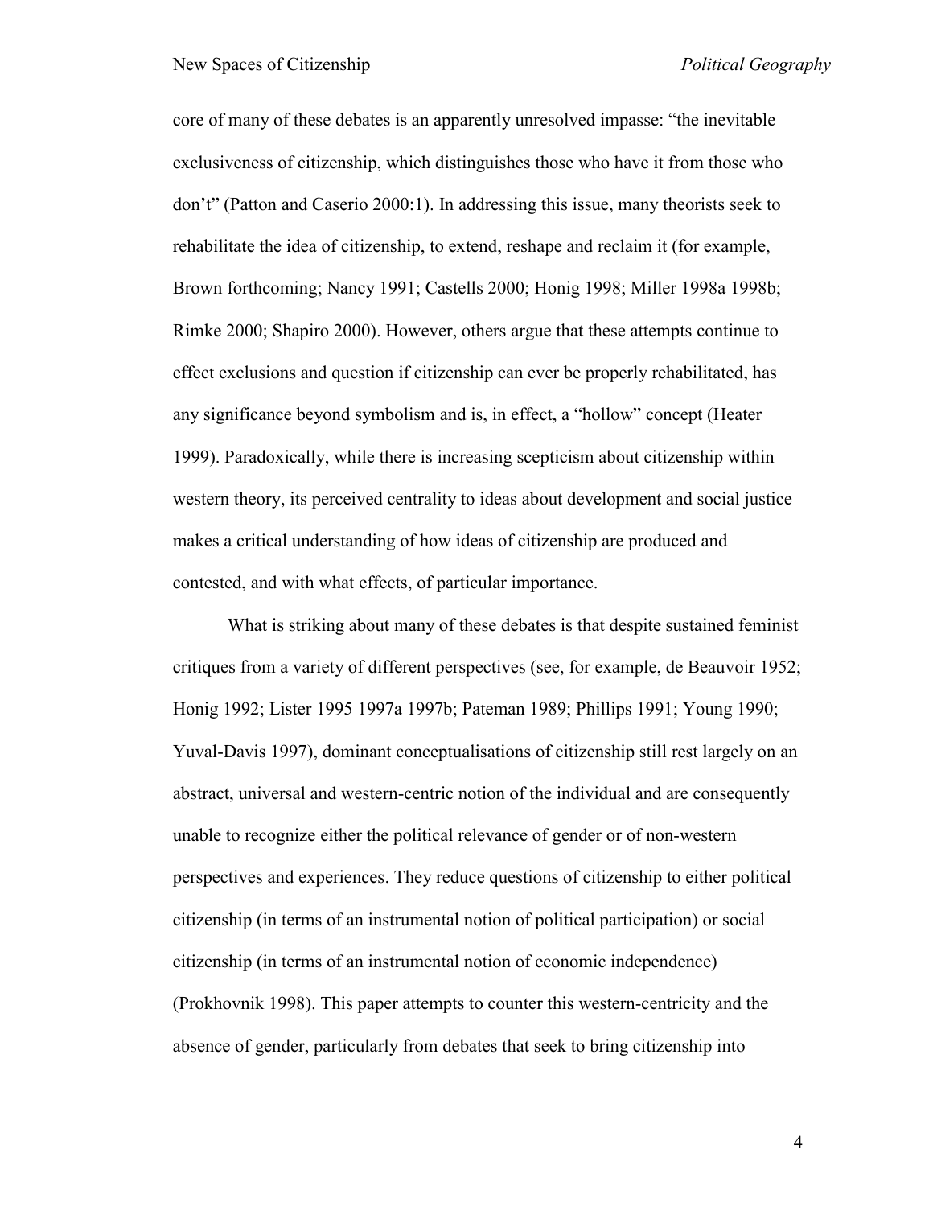core of many of these debates is an apparently unresolved impasse: "the inevitable exclusiveness of citizenship, which distinguishes those who have it from those who don't" (Patton and Caserio 2000:1). In addressing this issue, many theorists seek to rehabilitate the idea of citizenship, to extend, reshape and reclaim it (for example, Brown forthcoming; Nancy 1991; Castells 2000; Honig 1998; Miller 1998a 1998b; Rimke 2000; Shapiro 2000). However, others argue that these attempts continue to effect exclusions and question if citizenship can ever be properly rehabilitated, has any significance beyond symbolism and is, in effect, a "hollow" concept (Heater 1999). Paradoxically, while there is increasing scepticism about citizenship within western theory, its perceived centrality to ideas about development and social justice makes a critical understanding of how ideas of citizenship are produced and contested, and with what effects, of particular importance.

What is striking about many of these debates is that despite sustained feminist critiques from a variety of different perspectives (see, for example, de Beauvoir 1952; Honig 1992; Lister 1995 1997a 1997b; Pateman 1989; Phillips 1991; Young 1990; Yuval-Davis 1997), dominant conceptualisations of citizenship still rest largely on an abstract, universal and western-centric notion of the individual and are consequently unable to recognize either the political relevance of gender or of non-western perspectives and experiences. They reduce questions of citizenship to either political citizenship (in terms of an instrumental notion of political participation) or social citizenship (in terms of an instrumental notion of economic independence) (Prokhovnik 1998). This paper attempts to counter this western-centricity and the absence of gender, particularly from debates that seek to bring citizenship into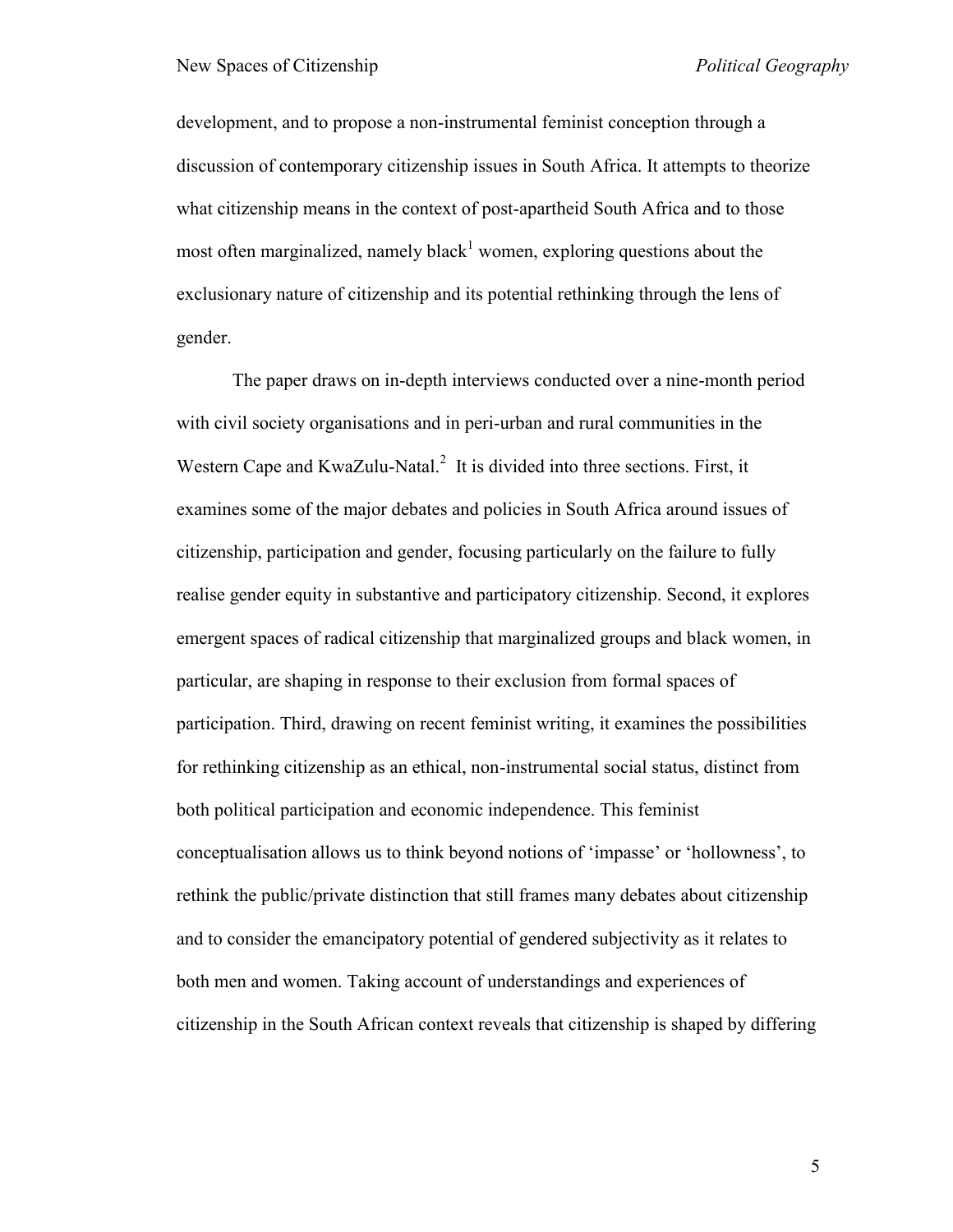development, and to propose a non-instrumental feminist conception through a discussion of contemporary citizenship issues in South Africa. It attempts to theorize what citizenship means in the context of post-apartheid South Africa and to those most often marginalized, namely black[1] women, exploring questions about the exclusionary nature of citizenship and its potential rethinking through the lens of gender.

The paper draws on in-depth interviews conducted over a nine-month period with civil society organisations and in peri-urban and rural communities in the Western Cape and KwaZulu-Natal.[2] It is divided into three sections. First, it examines some of the major debates and policies in South Africa around issues of citizenship, participation and gender, focusing particularly on the failure to fully realise gender equity in substantive and participatory citizenship. Second, it explores emergent spaces of radical citizenship that marginalized groups and black women, in particular, are shaping in response to their exclusion from formal spaces of participation. Third, drawing on recent feminist writing, it examines the possibilities for rethinking citizenship as an ethical, non-instrumental social status, distinct from both political participation and economic independence. This feminist conceptualisation allows us to think beyond notions of 'impasse' or 'hollowness', to rethink the public/private distinction that still frames many debates about citizenship and to consider the emancipatory potential of gendered subjectivity as it relates to both men and women. Taking account of understandings and experiences of citizenship in the South African context reveals that citizenship is shaped by differing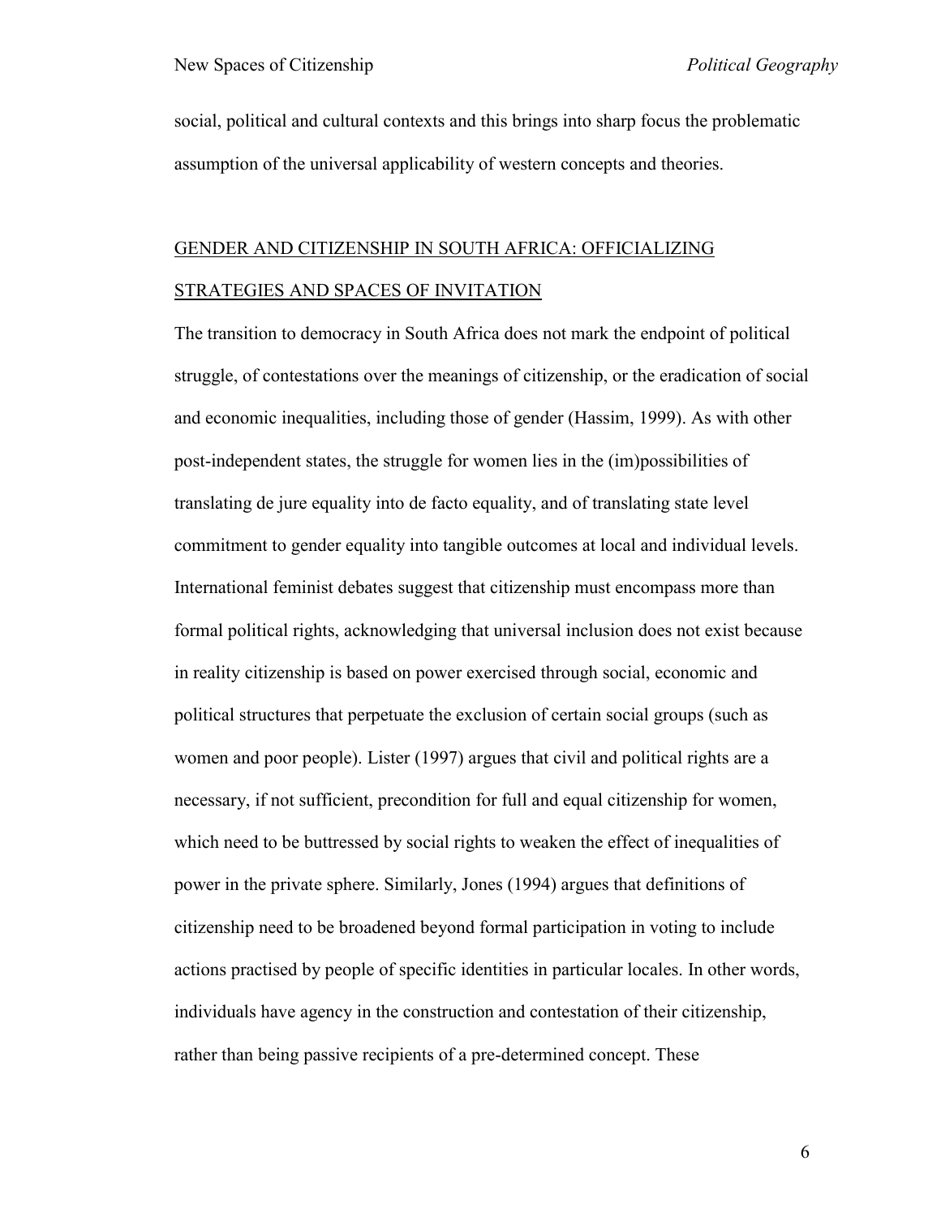social, political and cultural contexts and this brings into sharp focus the problematic assumption of the universal applicability of western concepts and theories.

## GENDER AND CITIZENSHIP IN SOUTH AFRICA: OFFICIALIZING STRATEGIES AND SPACES OF INVITATION

The transition to democracy in South Africa does not mark the endpoint of political struggle, of contestations over the meanings of citizenship, or the eradication of social and economic inequalities, including those of gender (Hassim, 1999). As with other post-independent states, the struggle for women lies in the (im)possibilities of translating de jure equality into de facto equality, and of translating state level commitment to gender equality into tangible outcomes at local and individual levels. International feminist debates suggest that citizenship must encompass more than formal political rights, acknowledging that universal inclusion does not exist because in reality citizenship is based on power exercised through social, economic and political structures that perpetuate the exclusion of certain social groups (such as women and poor people). Lister (1997) argues that civil and political rights are a necessary, if not sufficient, precondition for full and equal citizenship for women, which need to be buttressed by social rights to weaken the effect of inequalities of power in the private sphere. Similarly, Jones (1994) argues that definitions of citizenship need to be broadened beyond formal participation in voting to include actions practised by people of specific identities in particular locales. In other words, individuals have agency in the construction and contestation of their citizenship, rather than being passive recipients of a pre-determined concept. These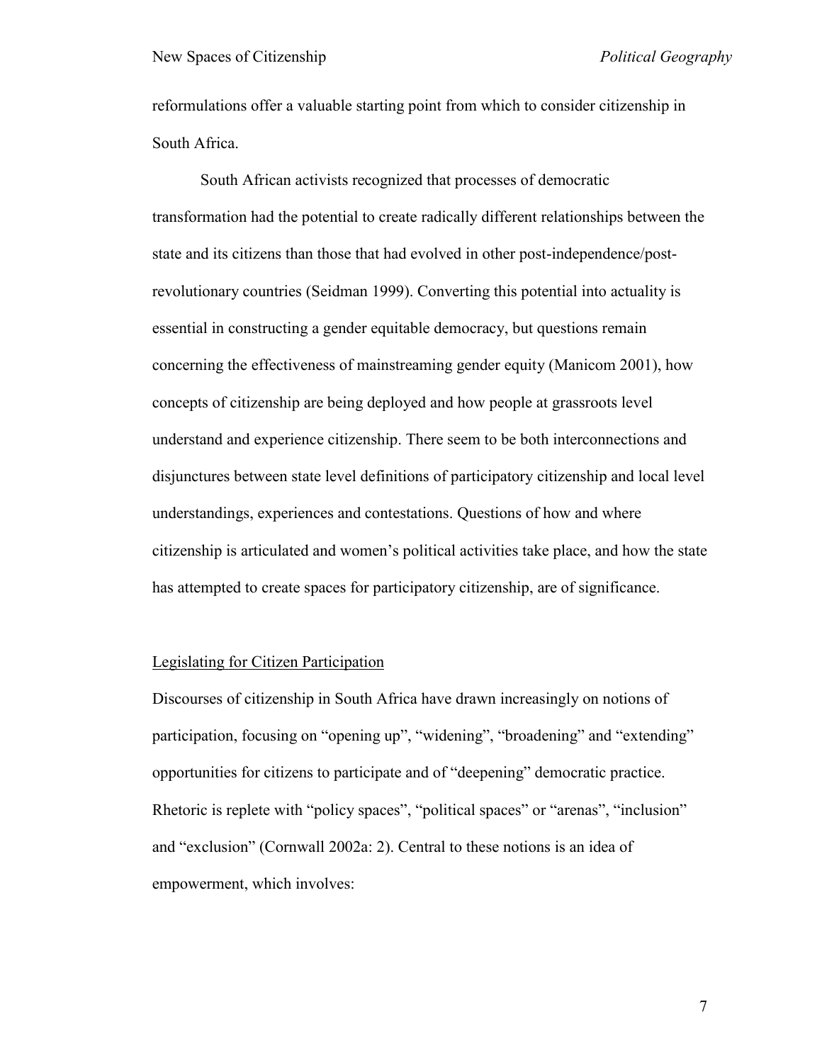reformulations offer a valuable starting point from which to consider citizenship in South Africa.

South African activists recognized that processes of democratic transformation had the potential to create radically different relationships between the state and its citizens than those that had evolved in other post-independence/post-revolutionary countries (Seidman 1999). Converting this potential into actuality is essential in constructing a gender equitable democracy, but questions remain concerning the effectiveness of mainstreaming gender equity (Manicom 2001), how concepts of citizenship are being deployed and how people at grassroots level understand and experience citizenship. There seem to be both interconnections and disjunctures between state level definitions of participatory citizenship and local level understandings, experiences and contestations. Questions of how and where citizenship is articulated and women's political activities take place, and how the state has attempted to create spaces for participatory citizenship, are of significance.

## Legislating for Citizen Participation

Discourses of citizenship in South Africa have drawn increasingly on notions of participation, focusing on "opening up", "widening", "broadening" and "extending" opportunities for citizens to participate and of "deepening" democratic practice. Rhetoric is replete with "policy spaces", "political spaces" or "arenas", "inclusion" and "exclusion" (Cornwall 2002a: 2). Central to these notions is an idea of empowerment, which involves: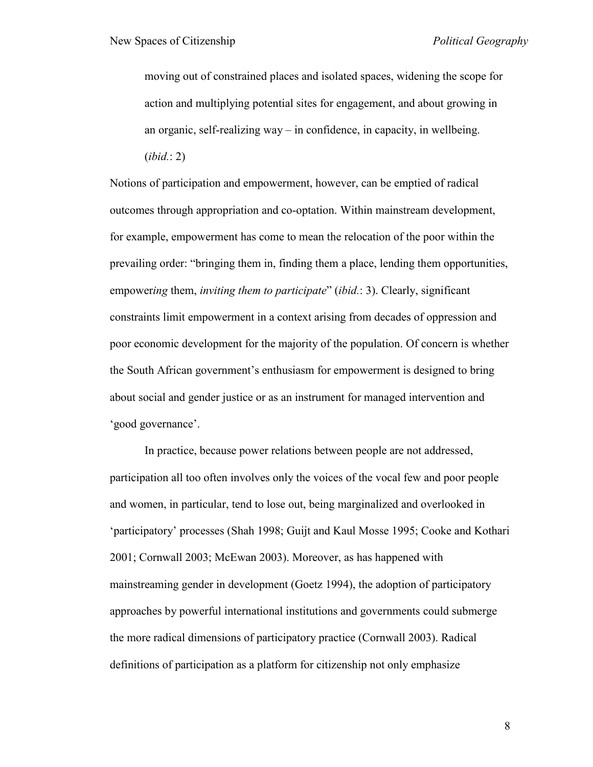> moving out of constrained places and isolated spaces, widening the scope for action and multiplying potential sites for engagement, and about growing in an organic, self-realizing way – in confidence, in capacity, in wellbeing. (*ibid.*: 2)

Notions of participation and empowerment, however, can be emptied of radical outcomes through appropriation and co-optation. Within mainstream development, for example, empowerment has come to mean the relocation of the poor within the prevailing order: "bringing them in, finding them a place, lending them opportunities, empower*ing* them, *inviting them to participate*" (*ibid.*: 3). Clearly, significant constraints limit empowerment in a context arising from decades of oppression and poor economic development for the majority of the population. Of concern is whether the South African government's enthusiasm for empowerment is designed to bring about social and gender justice or as an instrument for managed intervention and 'good governance'.

In practice, because power relations between people are not addressed, participation all too often involves only the voices of the vocal few and poor people and women, in particular, tend to lose out, being marginalized and overlooked in 'participatory' processes (Shah 1998; Guijt and Kaul Mosse 1995; Cooke and Kothari 2001; Cornwall 2003; McEwan 2003). Moreover, as has happened with mainstreaming gender in development (Goetz 1994), the adoption of participatory approaches by powerful international institutions and governments could submerge the more radical dimensions of participatory practice (Cornwall 2003). Radical definitions of participation as a platform for citizenship not only emphasize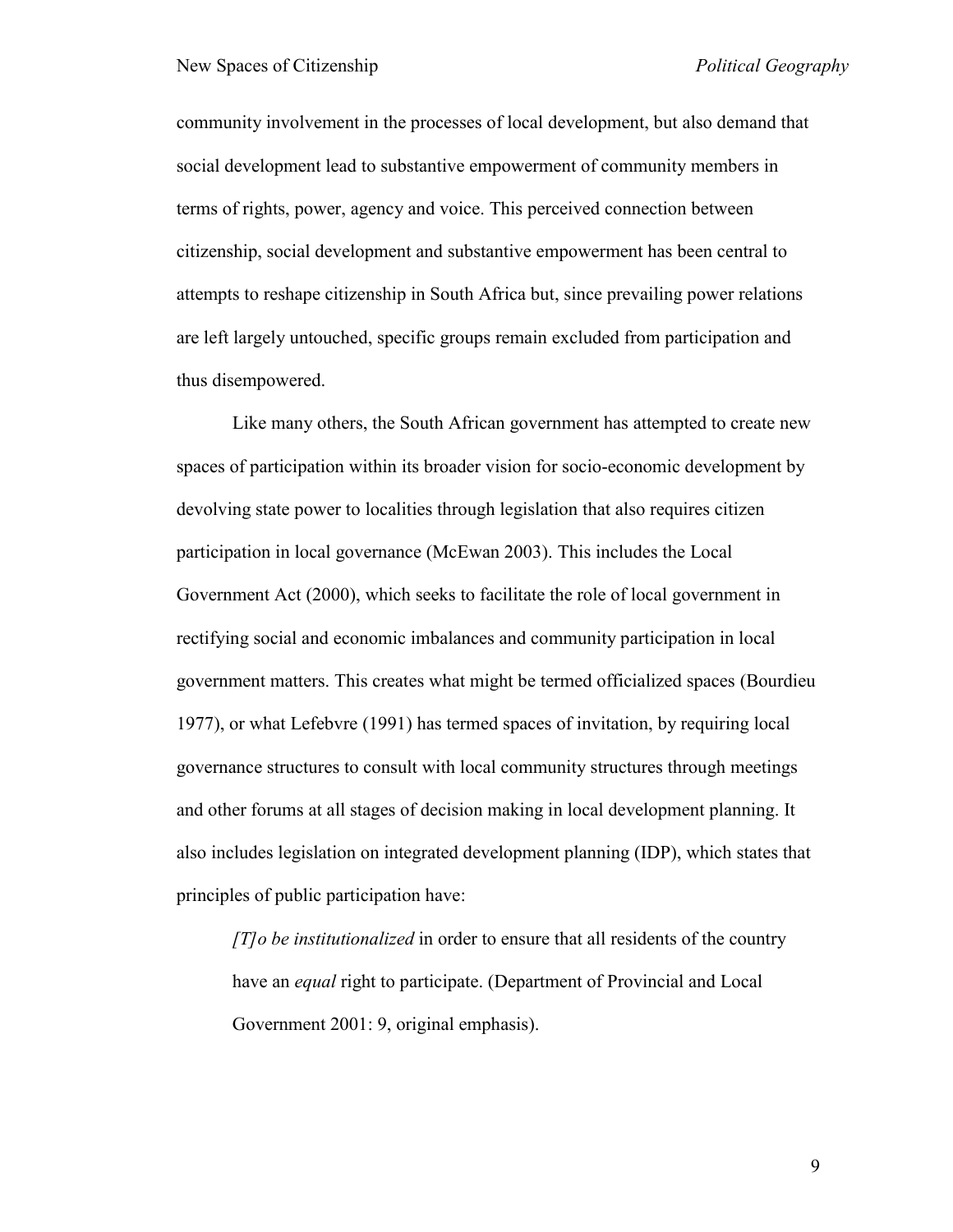community involvement in the processes of local development, but also demand that social development lead to substantive empowerment of community members in terms of rights, power, agency and voice. This perceived connection between citizenship, social development and substantive empowerment has been central to attempts to reshape citizenship in South Africa but, since prevailing power relations are left largely untouched, specific groups remain excluded from participation and thus disempowered.

Like many others, the South African government has attempted to create new spaces of participation within its broader vision for socio-economic development by devolving state power to localities through legislation that also requires citizen participation in local governance (McEwan 2003). This includes the Local Government Act (2000), which seeks to facilitate the role of local government in rectifying social and economic imbalances and community participation in local government matters. This creates what might be termed officialized spaces (Bourdieu 1977), or what Lefebvre (1991) has termed spaces of invitation, by requiring local governance structures to consult with local community structures through meetings and other forums at all stages of decision making in local development planning. It also includes legislation on integrated development planning (IDP), which states that principles of public participation have:

> *[T]o be institutionalized* in order to ensure that all residents of the country have an *equal* right to participate. (Department of Provincial and Local Government 2001: 9, original emphasis).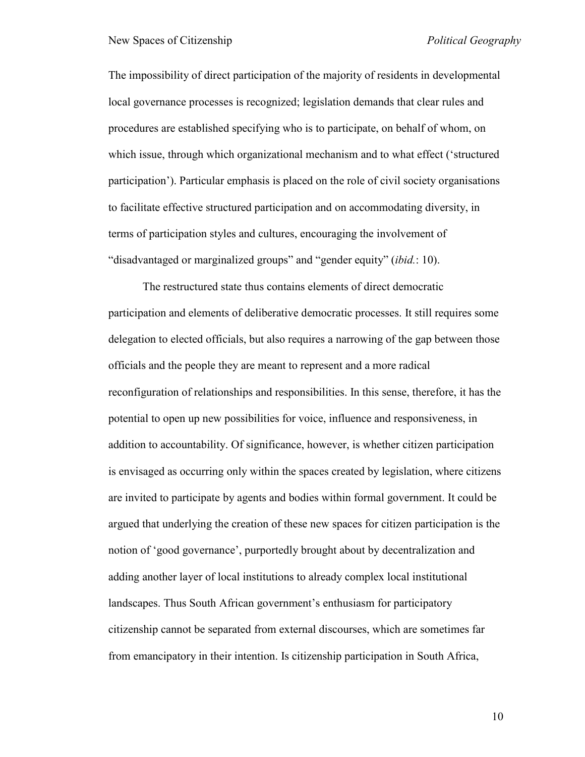The impossibility of direct participation of the majority of residents in developmental local governance processes is recognized; legislation demands that clear rules and procedures are established specifying who is to participate, on behalf of whom, on which issue, through which organizational mechanism and to what effect ('structured participation'). Particular emphasis is placed on the role of civil society organisations to facilitate effective structured participation and on accommodating diversity, in terms of participation styles and cultures, encouraging the involvement of "disadvantaged or marginalized groups" and "gender equity" (*ibid.*: 10).

The restructured state thus contains elements of direct democratic participation and elements of deliberative democratic processes. It still requires some delegation to elected officials, but also requires a narrowing of the gap between those officials and the people they are meant to represent and a more radical reconfiguration of relationships and responsibilities. In this sense, therefore, it has the potential to open up new possibilities for voice, influence and responsiveness, in addition to accountability. Of significance, however, is whether citizen participation is envisaged as occurring only within the spaces created by legislation, where citizens are invited to participate by agents and bodies within formal government. It could be argued that underlying the creation of these new spaces for citizen participation is the notion of 'good governance', purportedly brought about by decentralization and adding another layer of local institutions to already complex local institutional landscapes. Thus South African government's enthusiasm for participatory citizenship cannot be separated from external discourses, which are sometimes far from emancipatory in their intention. Is citizenship participation in South Africa,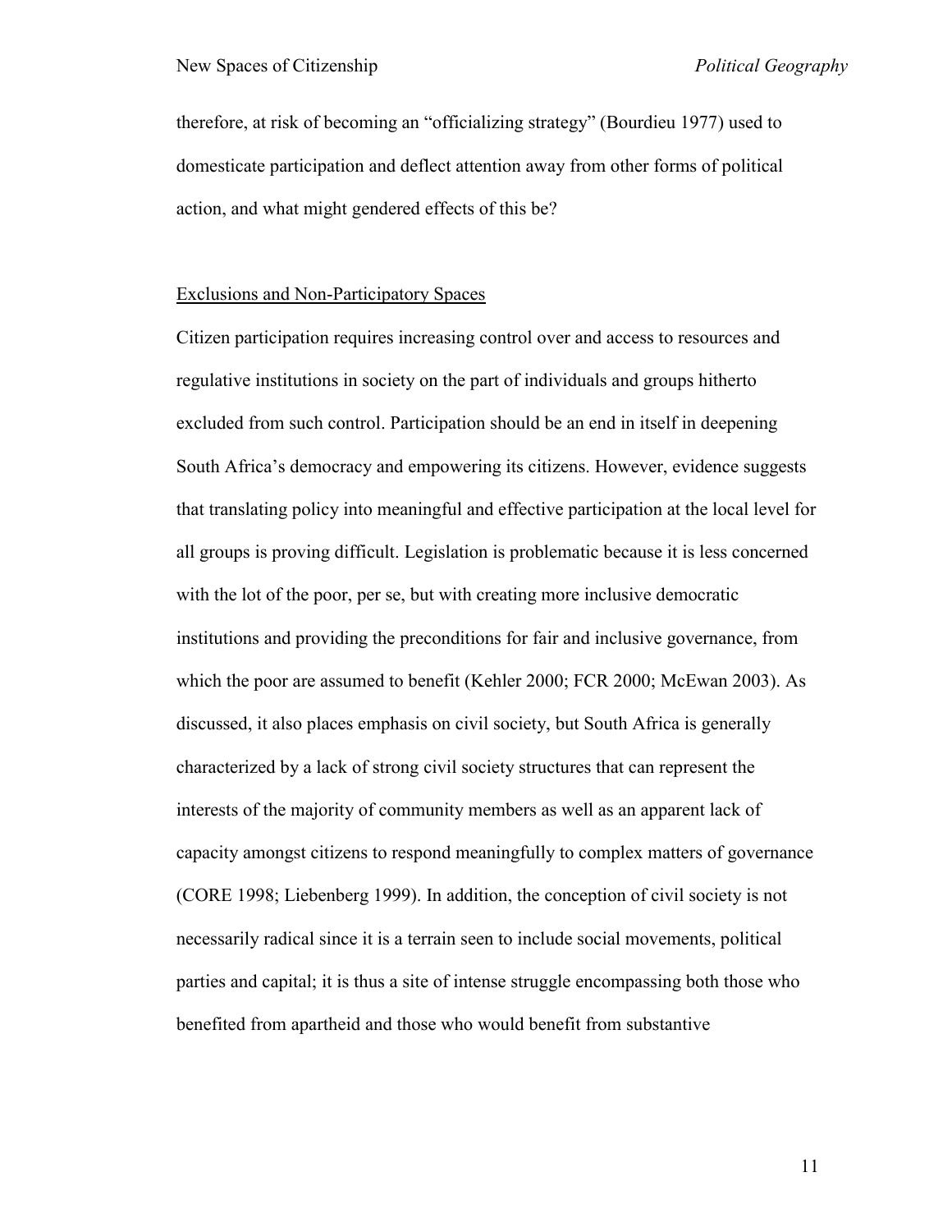therefore, at risk of becoming an "officializing strategy" (Bourdieu 1977) used to domesticate participation and deflect attention away from other forms of political action, and what might gendered effects of this be?

## Exclusions and Non-Participatory Spaces

Citizen participation requires increasing control over and access to resources and regulative institutions in society on the part of individuals and groups hitherto excluded from such control. Participation should be an end in itself in deepening South Africa's democracy and empowering its citizens. However, evidence suggests that translating policy into meaningful and effective participation at the local level for all groups is proving difficult. Legislation is problematic because it is less concerned with the lot of the poor, per se, but with creating more inclusive democratic institutions and providing the preconditions for fair and inclusive governance, from which the poor are assumed to benefit (Kehler 2000; FCR 2000; McEwan 2003). As discussed, it also places emphasis on civil society, but South Africa is generally characterized by a lack of strong civil society structures that can represent the interests of the majority of community members as well as an apparent lack of capacity amongst citizens to respond meaningfully to complex matters of governance (CORE 1998; Liebenberg 1999). In addition, the conception of civil society is not necessarily radical since it is a terrain seen to include social movements, political parties and capital; it is thus a site of intense struggle encompassing both those who benefited from apartheid and those who would benefit from substantive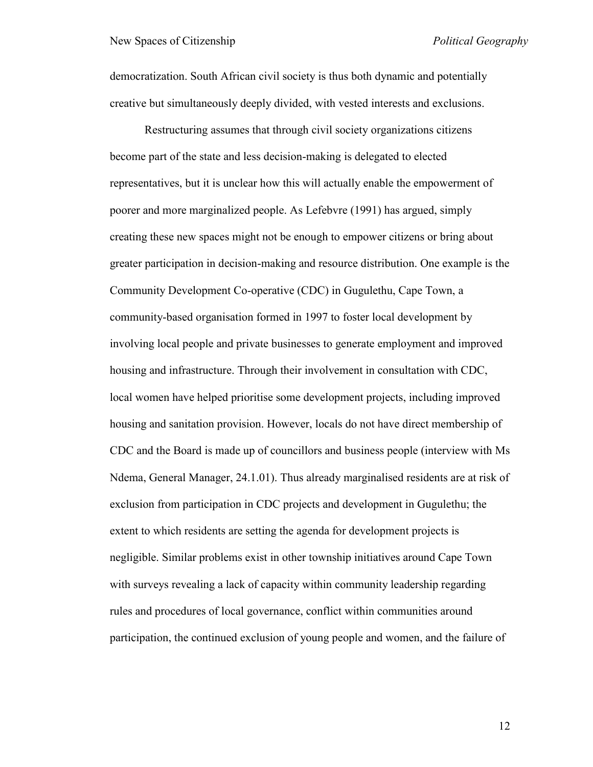democratization. South African civil society is thus both dynamic and potentially creative but simultaneously deeply divided, with vested interests and exclusions.

Restructuring assumes that through civil society organizations citizens become part of the state and less decision-making is delegated to elected representatives, but it is unclear how this will actually enable the empowerment of poorer and more marginalized people. As Lefebvre (1991) has argued, simply creating these new spaces might not be enough to empower citizens or bring about greater participation in decision-making and resource distribution. One example is the Community Development Co-operative (CDC) in Gugulethu, Cape Town, a community-based organisation formed in 1997 to foster local development by involving local people and private businesses to generate employment and improved housing and infrastructure. Through their involvement in consultation with CDC, local women have helped prioritise some development projects, including improved housing and sanitation provision. However, locals do not have direct membership of CDC and the Board is made up of councillors and business people (interview with Ms Ndema, General Manager, 24.1.01). Thus already marginalised residents are at risk of exclusion from participation in CDC projects and development in Gugulethu; the extent to which residents are setting the agenda for development projects is negligible. Similar problems exist in other township initiatives around Cape Town with surveys revealing a lack of capacity within community leadership regarding rules and procedures of local governance, conflict within communities around participation, the continued exclusion of young people and women, and the failure of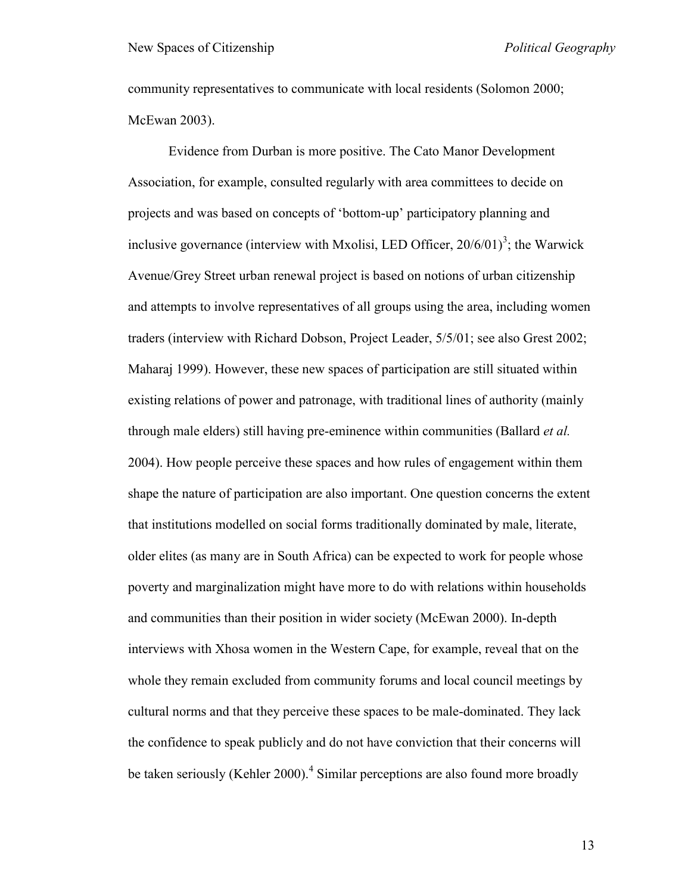community representatives to communicate with local residents (Solomon 2000; McEwan 2003).

Evidence from Durban is more positive. The Cato Manor Development Association, for example, consulted regularly with area committees to decide on projects and was based on concepts of 'bottom-up' participatory planning and inclusive governance (interview with Mxolisi, LED Officer, 20/6/01)[3]; the Warwick Avenue/Grey Street urban renewal project is based on notions of urban citizenship and attempts to involve representatives of all groups using the area, including women traders (interview with Richard Dobson, Project Leader, 5/5/01; see also Grest 2002; Maharaj 1999). However, these new spaces of participation are still situated within existing relations of power and patronage, with traditional lines of authority (mainly through male elders) still having pre-eminence within communities (Ballard *et al.* 2004). How people perceive these spaces and how rules of engagement within them shape the nature of participation are also important. One question concerns the extent that institutions modelled on social forms traditionally dominated by male, literate, older elites (as many are in South Africa) can be expected to work for people whose poverty and marginalization might have more to do with relations within households and communities than their position in wider society (McEwan 2000). In-depth interviews with Xhosa women in the Western Cape, for example, reveal that on the whole they remain excluded from community forums and local council meetings by cultural norms and that they perceive these spaces to be male-dominated. They lack the confidence to speak publicly and do not have conviction that their concerns will be taken seriously (Kehler 2000).[4] Similar perceptions are also found more broadly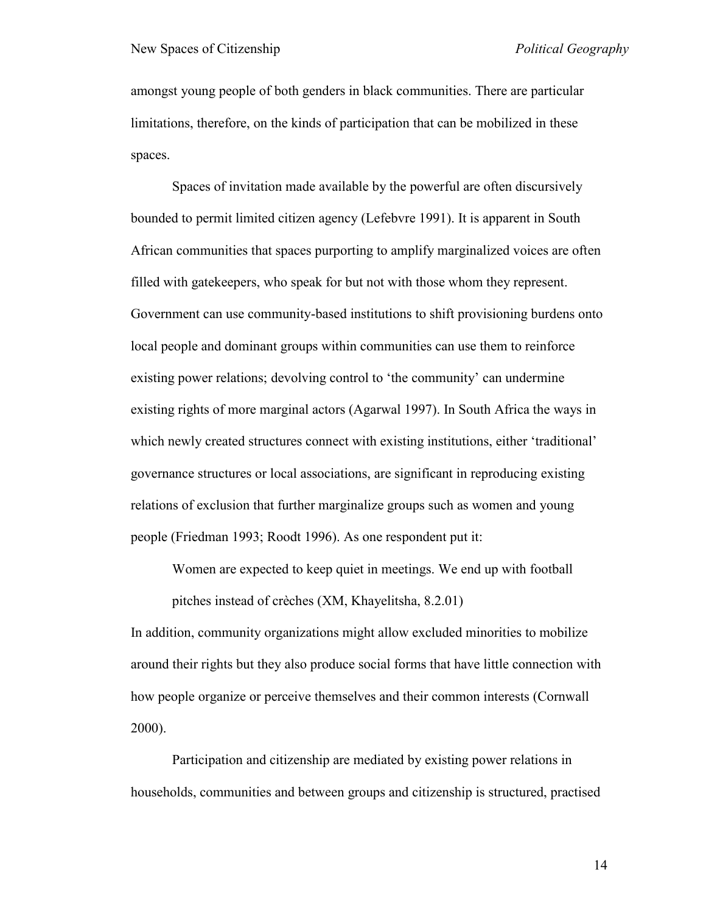amongst young people of both genders in black communities. There are particular limitations, therefore, on the kinds of participation that can be mobilized in these spaces.

Spaces of invitation made available by the powerful are often discursively bounded to permit limited citizen agency (Lefebvre 1991). It is apparent in South African communities that spaces purporting to amplify marginalized voices are often filled with gatekeepers, who speak for but not with those whom they represent. Government can use community-based institutions to shift provisioning burdens onto local people and dominant groups within communities can use them to reinforce existing power relations; devolving control to 'the community' can undermine existing rights of more marginal actors (Agarwal 1997). In South Africa the ways in which newly created structures connect with existing institutions, either 'traditional' governance structures or local associations, are significant in reproducing existing relations of exclusion that further marginalize groups such as women and young people (Friedman 1993; Roodt 1996). As one respondent put it:

> Women are expected to keep quiet in meetings. We end up with football pitches instead of crèches (XM, Khayelitsha, 8.2.01)

In addition, community organizations might allow excluded minorities to mobilize around their rights but they also produce social forms that have little connection with how people organize or perceive themselves and their common interests (Cornwall 2000).

Participation and citizenship are mediated by existing power relations in households, communities and between groups and citizenship is structured, practised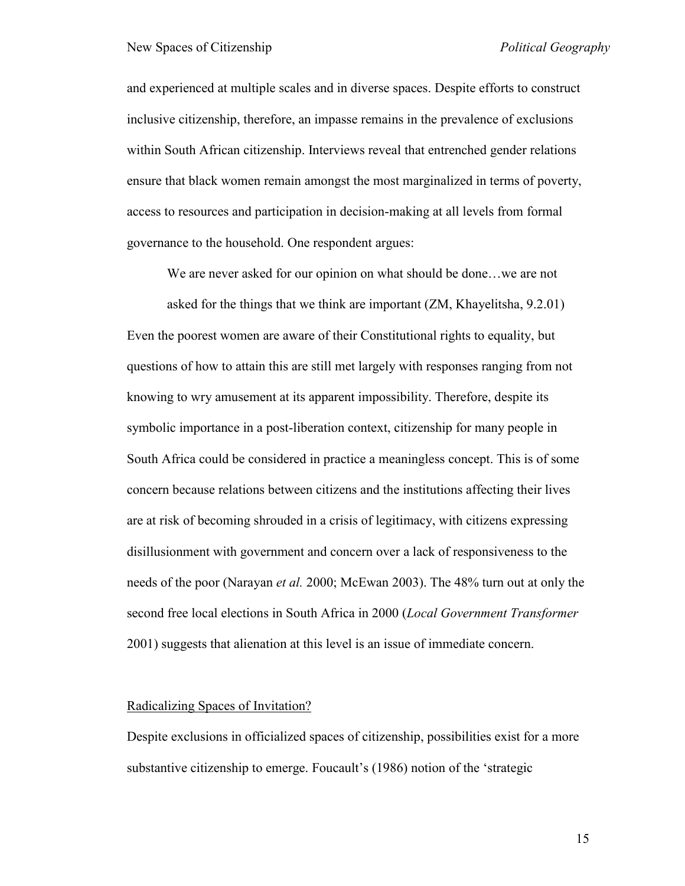and experienced at multiple scales and in diverse spaces. Despite efforts to construct inclusive citizenship, therefore, an impasse remains in the prevalence of exclusions within South African citizenship. Interviews reveal that entrenched gender relations ensure that black women remain amongst the most marginalized in terms of poverty, access to resources and participation in decision-making at all levels from formal governance to the household. One respondent argues:

> We are never asked for our opinion on what should be done…we are not asked for the things that we think are important (ZM, Khayelitsha, 9.2.01)

Even the poorest women are aware of their Constitutional rights to equality, but questions of how to attain this are still met largely with responses ranging from not knowing to wry amusement at its apparent impossibility. Therefore, despite its symbolic importance in a post-liberation context, citizenship for many people in South Africa could be considered in practice a meaningless concept. This is of some concern because relations between citizens and the institutions affecting their lives are at risk of becoming shrouded in a crisis of legitimacy, with citizens expressing disillusionment with government and concern over a lack of responsiveness to the needs of the poor (Narayan *et al.* 2000; McEwan 2003). The 48% turn out at only the second free local elections in South Africa in 2000 (*Local Government Transformer* 2001) suggests that alienation at this level is an issue of immediate concern.

## Radicalizing Spaces of Invitation?

Despite exclusions in officialized spaces of citizenship, possibilities exist for a more substantive citizenship to emerge. Foucault's (1986) notion of the 'strategic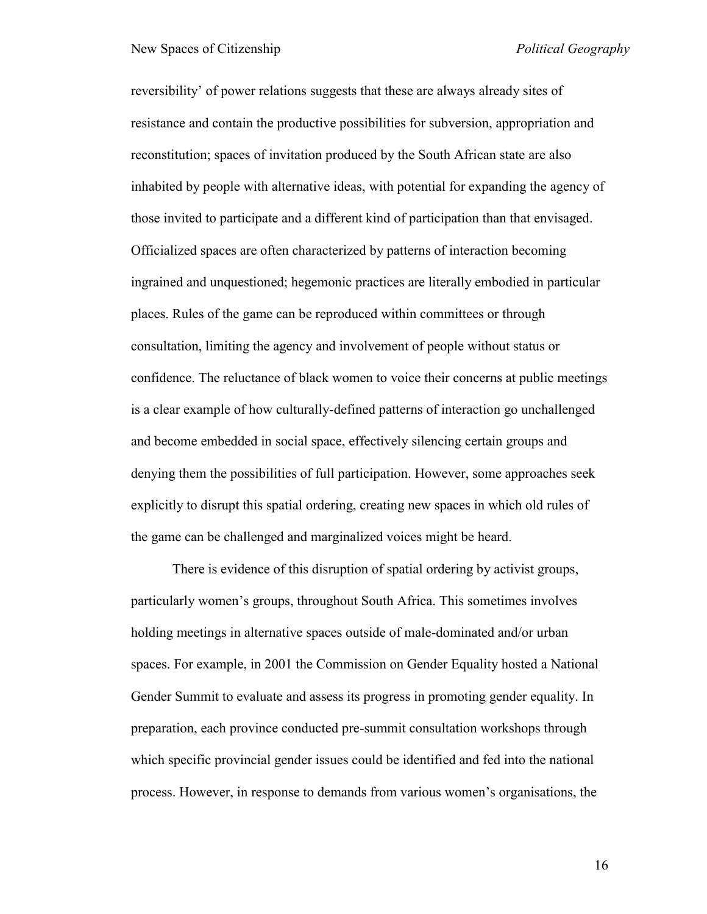reversibility' of power relations suggests that these are always already sites of resistance and contain the productive possibilities for subversion, appropriation and reconstitution; spaces of invitation produced by the South African state are also inhabited by people with alternative ideas, with potential for expanding the agency of those invited to participate and a different kind of participation than that envisaged. Officialized spaces are often characterized by patterns of interaction becoming ingrained and unquestioned; hegemonic practices are literally embodied in particular places. Rules of the game can be reproduced within committees or through consultation, limiting the agency and involvement of people without status or confidence. The reluctance of black women to voice their concerns at public meetings is a clear example of how culturally-defined patterns of interaction go unchallenged and become embedded in social space, effectively silencing certain groups and denying them the possibilities of full participation. However, some approaches seek explicitly to disrupt this spatial ordering, creating new spaces in which old rules of the game can be challenged and marginalized voices might be heard.

There is evidence of this disruption of spatial ordering by activist groups, particularly women's groups, throughout South Africa. This sometimes involves holding meetings in alternative spaces outside of male-dominated and/or urban spaces. For example, in 2001 the Commission on Gender Equality hosted a National Gender Summit to evaluate and assess its progress in promoting gender equality. In preparation, each province conducted pre-summit consultation workshops through which specific provincial gender issues could be identified and fed into the national process. However, in response to demands from various women's organisations, the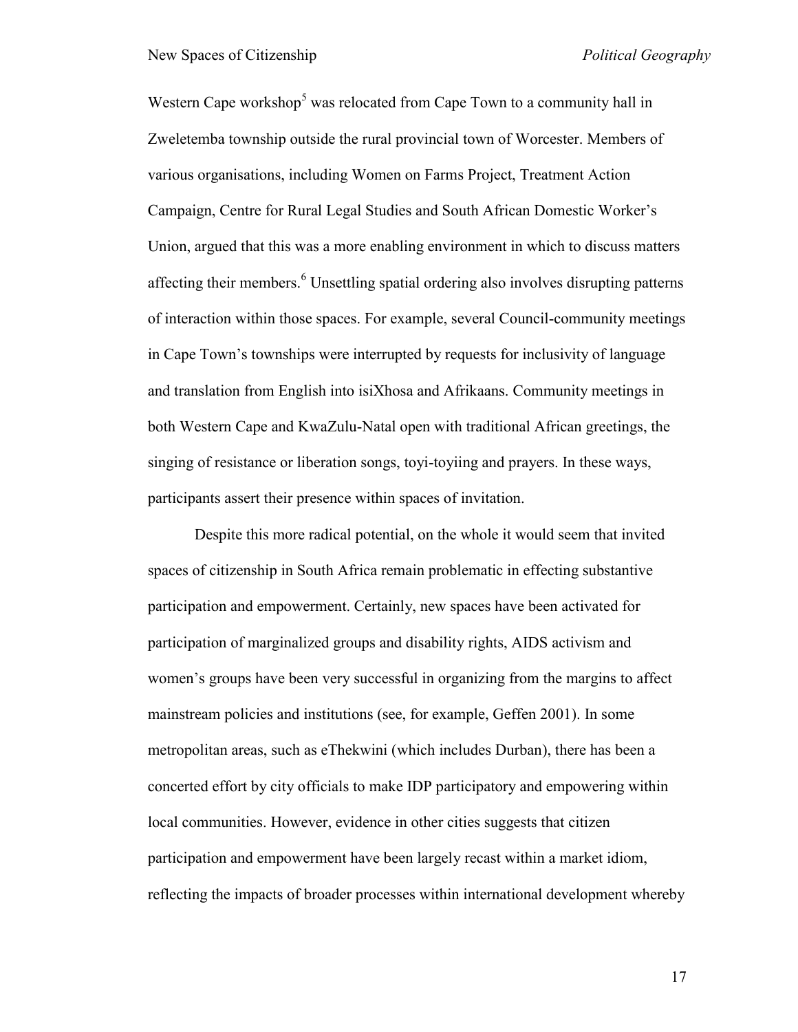Western Cape workshop[5] was relocated from Cape Town to a community hall in Zweletemba township outside the rural provincial town of Worcester. Members of various organisations, including Women on Farms Project, Treatment Action Campaign, Centre for Rural Legal Studies and South African Domestic Worker's Union, argued that this was a more enabling environment in which to discuss matters affecting their members.[6] Unsettling spatial ordering also involves disrupting patterns of interaction within those spaces. For example, several Council-community meetings in Cape Town's townships were interrupted by requests for inclusivity of language and translation from English into isiXhosa and Afrikaans. Community meetings in both Western Cape and KwaZulu-Natal open with traditional African greetings, the singing of resistance or liberation songs, toyi-toyiing and prayers. In these ways, participants assert their presence within spaces of invitation.

Despite this more radical potential, on the whole it would seem that invited spaces of citizenship in South Africa remain problematic in effecting substantive participation and empowerment. Certainly, new spaces have been activated for participation of marginalized groups and disability rights, AIDS activism and women's groups have been very successful in organizing from the margins to affect mainstream policies and institutions (see, for example, Geffen 2001). In some metropolitan areas, such as eThekwini (which includes Durban), there has been a concerted effort by city officials to make IDP participatory and empowering within local communities. However, evidence in other cities suggests that citizen participation and empowerment have been largely recast within a market idiom, reflecting the impacts of broader processes within international development whereby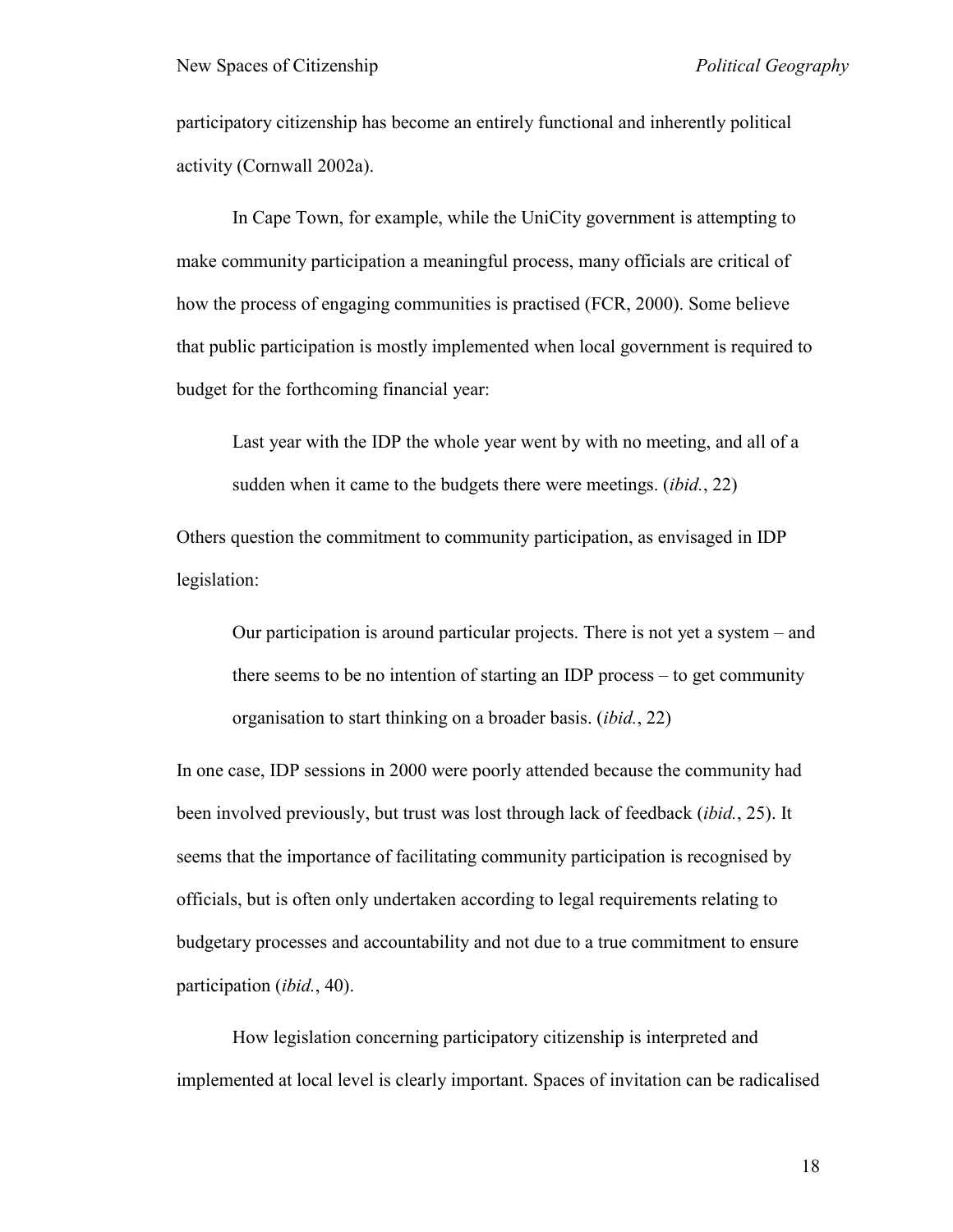participatory citizenship has become an entirely functional and inherently political activity (Cornwall 2002a).

In Cape Town, for example, while the UniCity government is attempting to make community participation a meaningful process, many officials are critical of how the process of engaging communities is practised (FCR, 2000). Some believe that public participation is mostly implemented when local government is required to budget for the forthcoming financial year:

> Last year with the IDP the whole year went by with no meeting, and all of a sudden when it came to the budgets there were meetings. (*ibid.*, 22)

Others question the commitment to community participation, as envisaged in IDP legislation:

> Our participation is around particular projects. There is not yet a system – and there seems to be no intention of starting an IDP process – to get community organisation to start thinking on a broader basis. (*ibid.*, 22)

In one case, IDP sessions in 2000 were poorly attended because the community had been involved previously, but trust was lost through lack of feedback (*ibid.*, 25). It seems that the importance of facilitating community participation is recognised by officials, but is often only undertaken according to legal requirements relating to budgetary processes and accountability and not due to a true commitment to ensure participation (*ibid.*, 40).

How legislation concerning participatory citizenship is interpreted and implemented at local level is clearly important. Spaces of invitation can be radicalised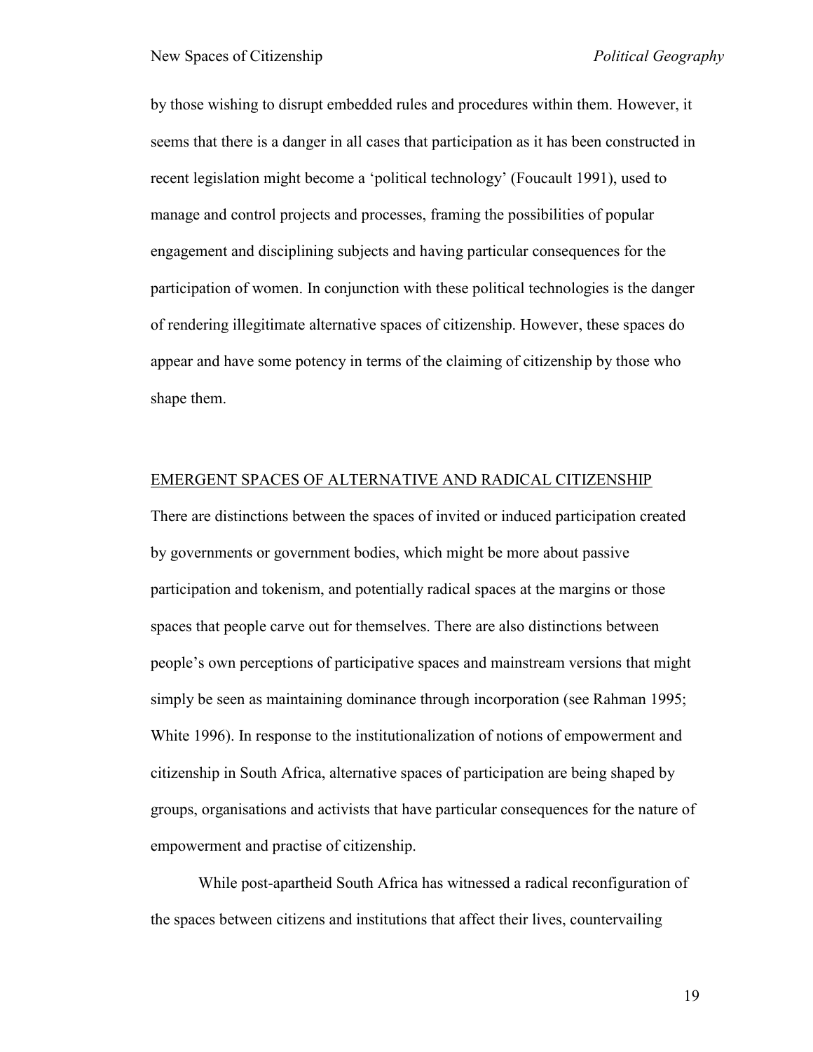by those wishing to disrupt embedded rules and procedures within them. However, it seems that there is a danger in all cases that participation as it has been constructed in recent legislation might become a 'political technology' (Foucault 1991), used to manage and control projects and processes, framing the possibilities of popular engagement and disciplining subjects and having particular consequences for the participation of women. In conjunction with these political technologies is the danger of rendering illegitimate alternative spaces of citizenship. However, these spaces do appear and have some potency in terms of the claiming of citizenship by those who shape them.

## EMERGENT SPACES OF ALTERNATIVE AND RADICAL CITIZENSHIP

There are distinctions between the spaces of invited or induced participation created by governments or government bodies, which might be more about passive participation and tokenism, and potentially radical spaces at the margins or those spaces that people carve out for themselves. There are also distinctions between people's own perceptions of participative spaces and mainstream versions that might simply be seen as maintaining dominance through incorporation (see Rahman 1995; White 1996). In response to the institutionalization of notions of empowerment and citizenship in South Africa, alternative spaces of participation are being shaped by groups, organisations and activists that have particular consequences for the nature of empowerment and practise of citizenship.

While post-apartheid South Africa has witnessed a radical reconfiguration of the spaces between citizens and institutions that affect their lives, countervailing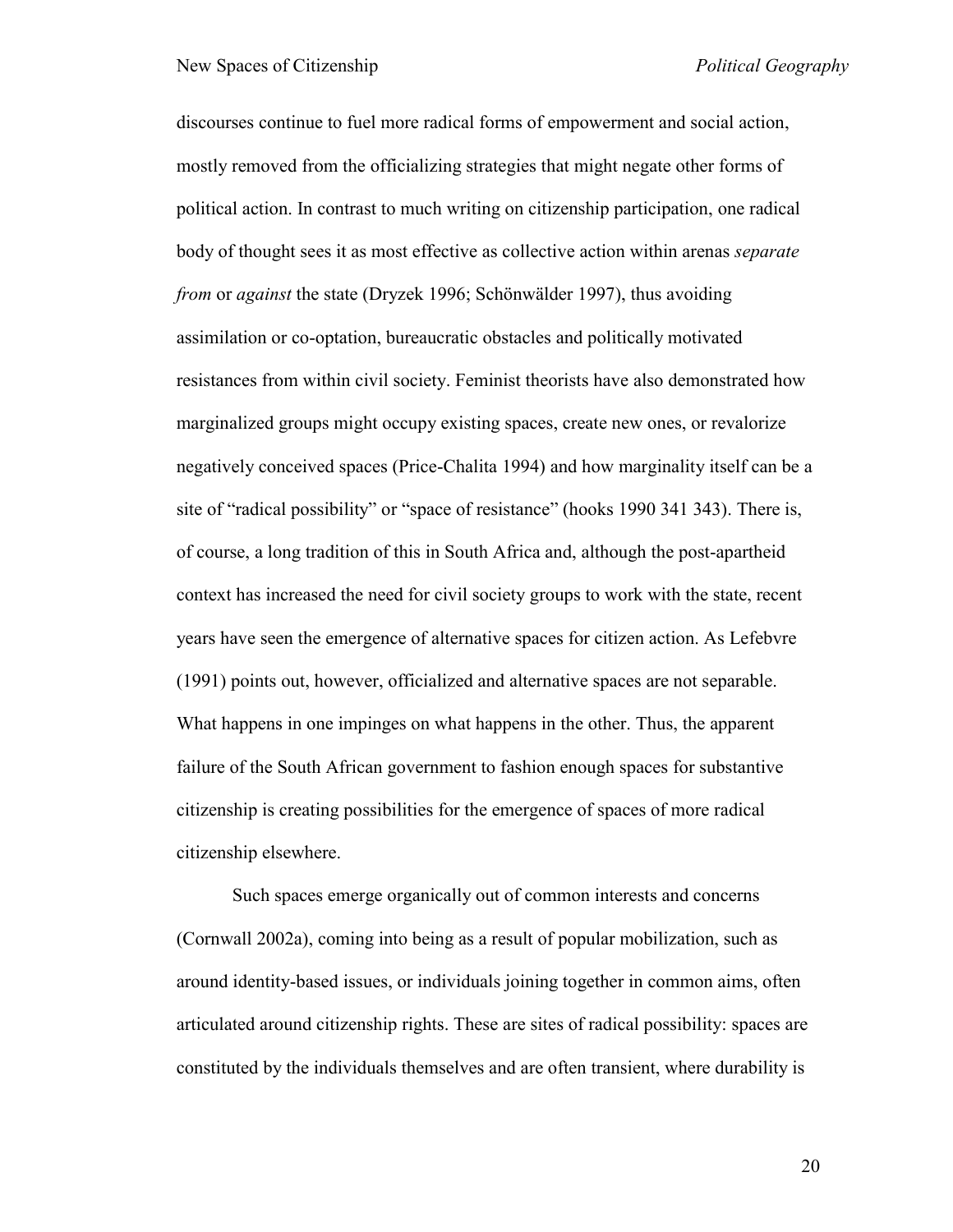discourses continue to fuel more radical forms of empowerment and social action, mostly removed from the officializing strategies that might negate other forms of political action. In contrast to much writing on citizenship participation, one radical body of thought sees it as most effective as collective action within arenas *separate from* or *against* the state (Dryzek 1996; Schönwälder 1997), thus avoiding assimilation or co-optation, bureaucratic obstacles and politically motivated resistances from within civil society. Feminist theorists have also demonstrated how marginalized groups might occupy existing spaces, create new ones, or revalorize negatively conceived spaces (Price-Chalita 1994) and how marginality itself can be a site of "radical possibility" or "space of resistance" (hooks 1990 341 343). There is, of course, a long tradition of this in South Africa and, although the post-apartheid context has increased the need for civil society groups to work with the state, recent years have seen the emergence of alternative spaces for citizen action. As Lefebvre (1991) points out, however, officialized and alternative spaces are not separable. What happens in one impinges on what happens in the other. Thus, the apparent failure of the South African government to fashion enough spaces for substantive citizenship is creating possibilities for the emergence of spaces of more radical citizenship elsewhere.

Such spaces emerge organically out of common interests and concerns (Cornwall 2002a), coming into being as a result of popular mobilization, such as around identity-based issues, or individuals joining together in common aims, often articulated around citizenship rights. These are sites of radical possibility: spaces are constituted by the individuals themselves and are often transient, where durability is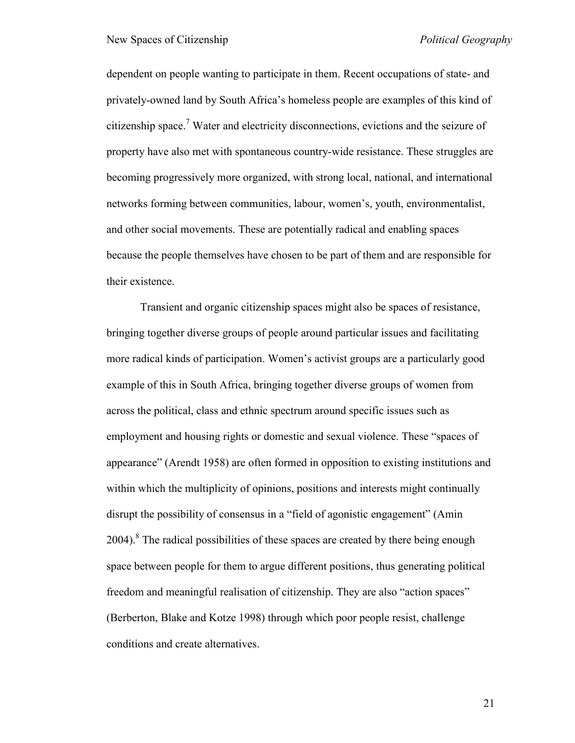dependent on people wanting to participate in them. Recent occupations of state- and privately-owned land by South Africa's homeless people are examples of this kind of citizenship space.[7] Water and electricity disconnections, evictions and the seizure of property have also met with spontaneous country-wide resistance. These struggles are becoming progressively more organized, with strong local, national, and international networks forming between communities, labour, women's, youth, environmentalist, and other social movements. These are potentially radical and enabling spaces because the people themselves have chosen to be part of them and are responsible for their existence.

Transient and organic citizenship spaces might also be spaces of resistance, bringing together diverse groups of people around particular issues and facilitating more radical kinds of participation. Women's activist groups are a particularly good example of this in South Africa, bringing together diverse groups of women from across the political, class and ethnic spectrum around specific issues such as employment and housing rights or domestic and sexual violence. These "spaces of appearance" (Arendt 1958) are often formed in opposition to existing institutions and within which the multiplicity of opinions, positions and interests might continually disrupt the possibility of consensus in a "field of agonistic engagement" (Amin 2004).[8] The radical possibilities of these spaces are created by there being enough space between people for them to argue different positions, thus generating political freedom and meaningful realisation of citizenship. They are also "action spaces" (Berberton, Blake and Kotze 1998) through which poor people resist, challenge conditions and create alternatives.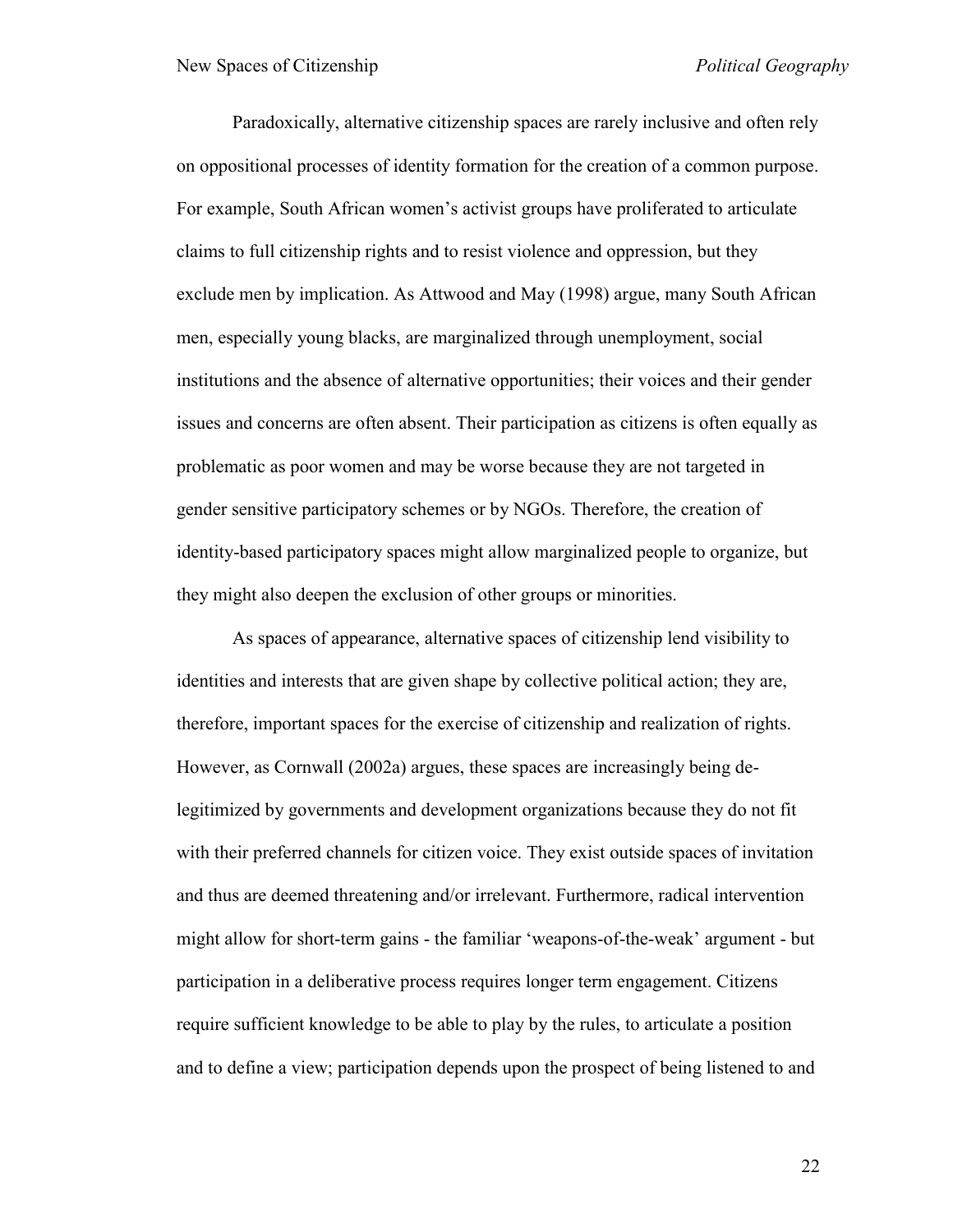Paradoxically, alternative citizenship spaces are rarely inclusive and often rely on oppositional processes of identity formation for the creation of a common purpose. For example, South African women's activist groups have proliferated to articulate claims to full citizenship rights and to resist violence and oppression, but they exclude men by implication. As Attwood and May (1998) argue, many South African men, especially young blacks, are marginalized through unemployment, social institutions and the absence of alternative opportunities; their voices and their gender issues and concerns are often absent. Their participation as citizens is often equally as problematic as poor women and may be worse because they are not targeted in gender sensitive participatory schemes or by NGOs. Therefore, the creation of identity-based participatory spaces might allow marginalized people to organize, but they might also deepen the exclusion of other groups or minorities.

As spaces of appearance, alternative spaces of citizenship lend visibility to identities and interests that are given shape by collective political action; they are, therefore, important spaces for the exercise of citizenship and realization of rights. However, as Cornwall (2002a) argues, these spaces are increasingly being de-legitimized by governments and development organizations because they do not fit with their preferred channels for citizen voice. They exist outside spaces of invitation and thus are deemed threatening and/or irrelevant. Furthermore, radical intervention might allow for short-term gains - the familiar 'weapons-of-the-weak' argument - but participation in a deliberative process requires longer term engagement. Citizens require sufficient knowledge to be able to play by the rules, to articulate a position and to define a view; participation depends upon the prospect of being listened to and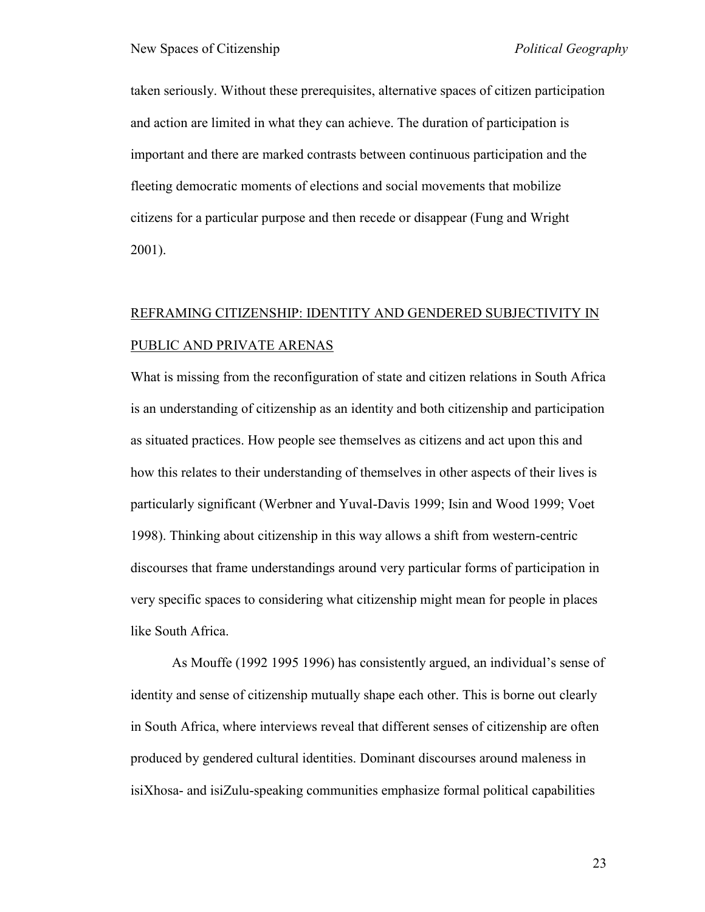taken seriously. Without these prerequisites, alternative spaces of citizen participation and action are limited in what they can achieve. The duration of participation is important and there are marked contrasts between continuous participation and the fleeting democratic moments of elections and social movements that mobilize citizens for a particular purpose and then recede or disappear (Fung and Wright 2001).

## REFRAMING CITIZENSHIP: IDENTITY AND GENDERED SUBJECTIVITY IN PUBLIC AND PRIVATE ARENAS

What is missing from the reconfiguration of state and citizen relations in South Africa is an understanding of citizenship as an identity and both citizenship and participation as situated practices. How people see themselves as citizens and act upon this and how this relates to their understanding of themselves in other aspects of their lives is particularly significant (Werbner and Yuval-Davis 1999; Isin and Wood 1999; Voet 1998). Thinking about citizenship in this way allows a shift from western-centric discourses that frame understandings around very particular forms of participation in very specific spaces to considering what citizenship might mean for people in places like South Africa.

As Mouffe (1992 1995 1996) has consistently argued, an individual's sense of identity and sense of citizenship mutually shape each other. This is borne out clearly in South Africa, where interviews reveal that different senses of citizenship are often produced by gendered cultural identities. Dominant discourses around maleness in isiXhosa- and isiZulu-speaking communities emphasize formal political capabilities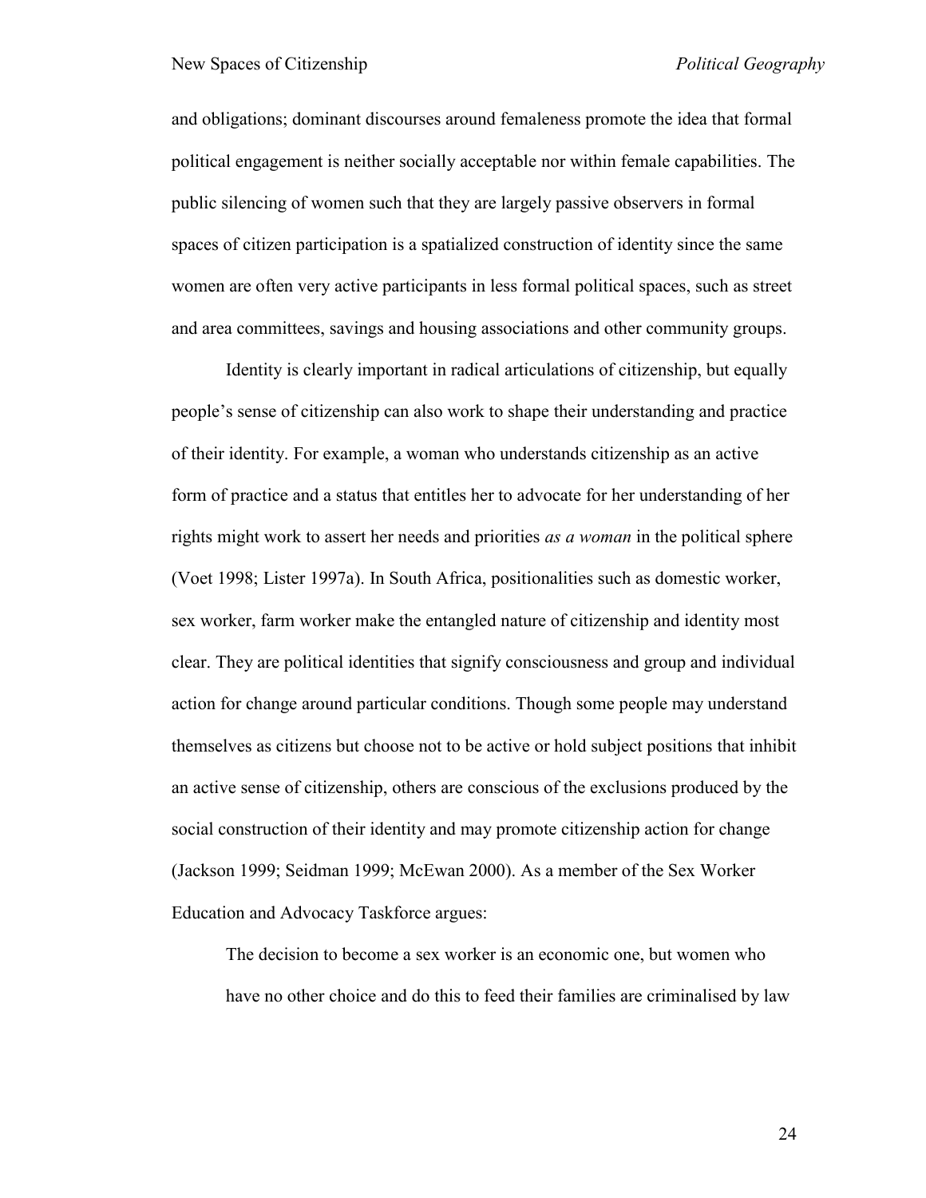and obligations; dominant discourses around femaleness promote the idea that formal political engagement is neither socially acceptable nor within female capabilities. The public silencing of women such that they are largely passive observers in formal spaces of citizen participation is a spatialized construction of identity since the same women are often very active participants in less formal political spaces, such as street and area committees, savings and housing associations and other community groups.

Identity is clearly important in radical articulations of citizenship, but equally people's sense of citizenship can also work to shape their understanding and practice of their identity. For example, a woman who understands citizenship as an active form of practice and a status that entitles her to advocate for her understanding of her rights might work to assert her needs and priorities *as a woman* in the political sphere (Voet 1998; Lister 1997a). In South Africa, positionalities such as domestic worker, sex worker, farm worker make the entangled nature of citizenship and identity most clear. They are political identities that signify consciousness and group and individual action for change around particular conditions. Though some people may understand themselves as citizens but choose not to be active or hold subject positions that inhibit an active sense of citizenship, others are conscious of the exclusions produced by the social construction of their identity and may promote citizenship action for change (Jackson 1999; Seidman 1999; McEwan 2000). As a member of the Sex Worker Education and Advocacy Taskforce argues:

> The decision to become a sex worker is an economic one, but women who have no other choice and do this to feed their families are criminalised by law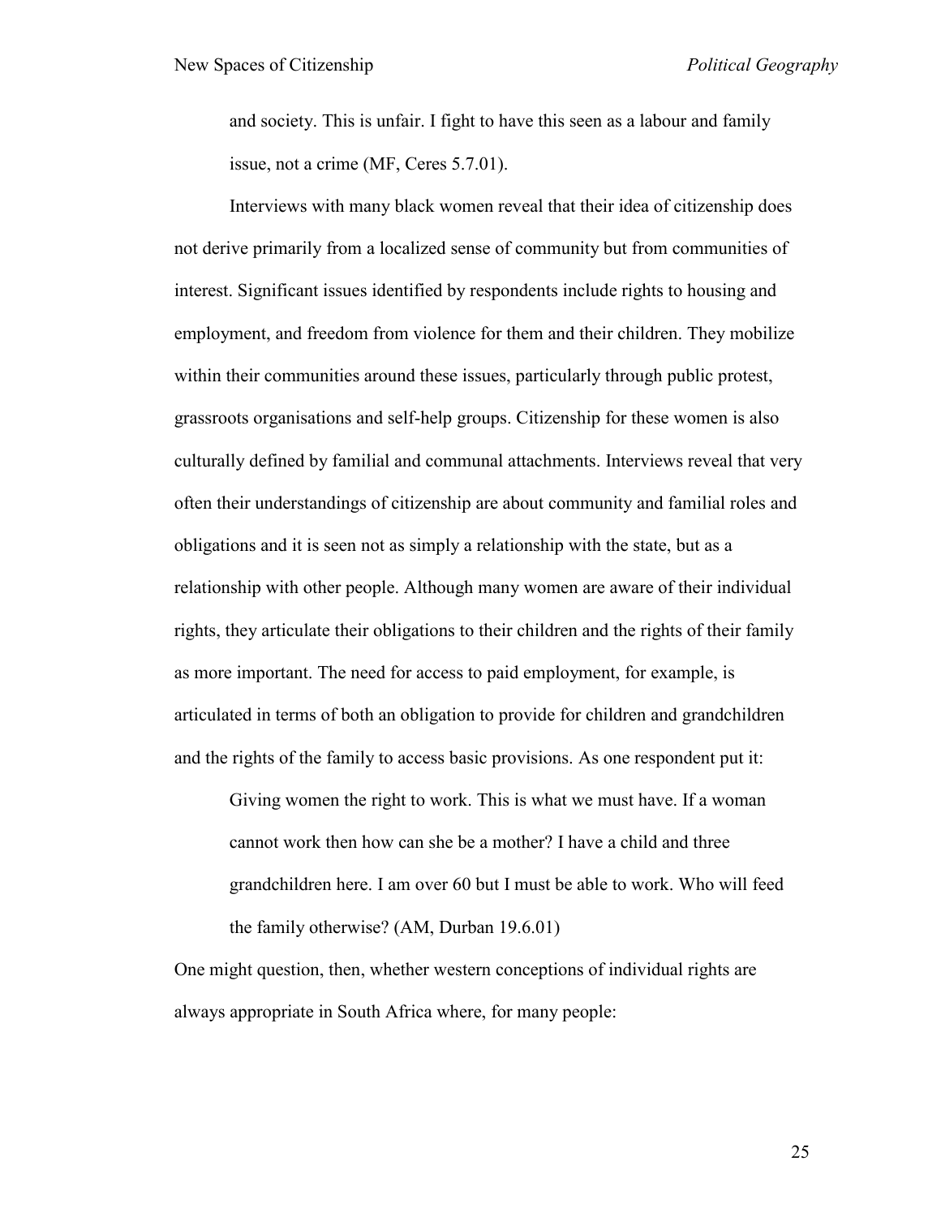> and society. This is unfair. I fight to have this seen as a labour and family issue, not a crime (MF, Ceres 5.7.01).

Interviews with many black women reveal that their idea of citizenship does not derive primarily from a localized sense of community but from communities of interest. Significant issues identified by respondents include rights to housing and employment, and freedom from violence for them and their children. They mobilize within their communities around these issues, particularly through public protest, grassroots organisations and self-help groups. Citizenship for these women is also culturally defined by familial and communal attachments. Interviews reveal that very often their understandings of citizenship are about community and familial roles and obligations and it is seen not as simply a relationship with the state, but as a relationship with other people. Although many women are aware of their individual rights, they articulate their obligations to their children and the rights of their family as more important. The need for access to paid employment, for example, is articulated in terms of both an obligation to provide for children and grandchildren and the rights of the family to access basic provisions. As one respondent put it:

> Giving women the right to work. This is what we must have. If a woman cannot work then how can she be a mother? I have a child and three grandchildren here. I am over 60 but I must be able to work. Who will feed the family otherwise? (AM, Durban 19.6.01)

One might question, then, whether western conceptions of individual rights are always appropriate in South Africa where, for many people: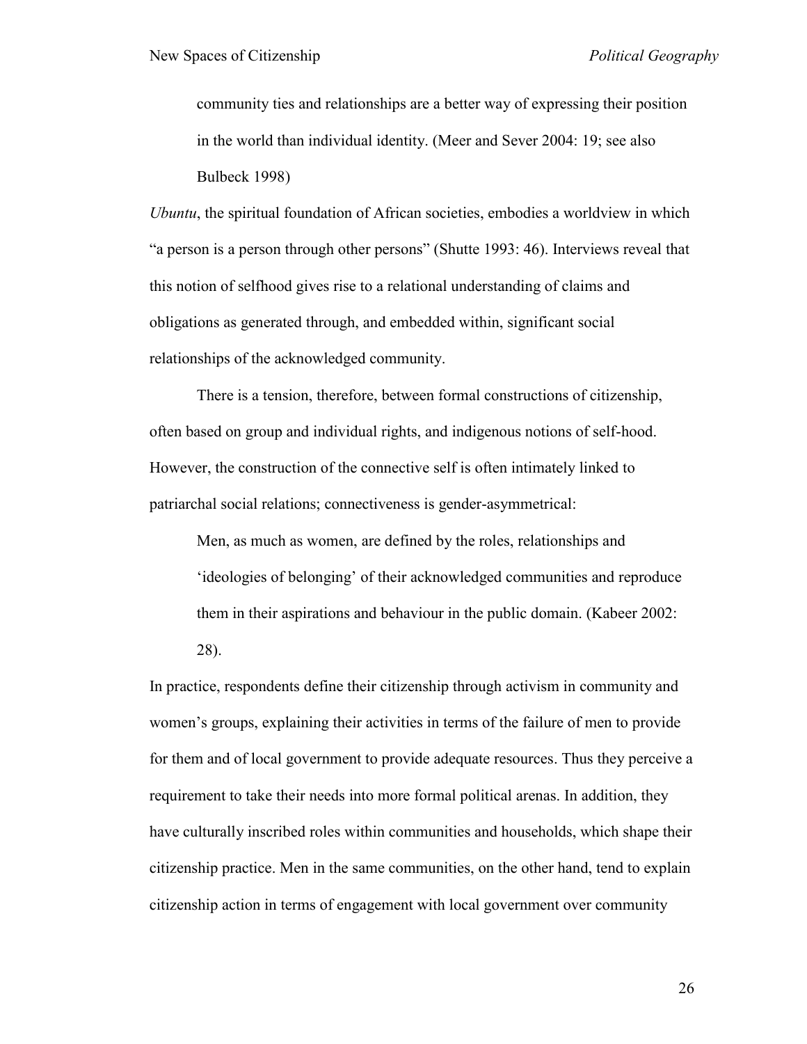> community ties and relationships are a better way of expressing their position in the world than individual identity. (Meer and Sever 2004: 19; see also Bulbeck 1998)

*Ubuntu*, the spiritual foundation of African societies, embodies a worldview in which "a person is a person through other persons" (Shutte 1993: 46). Interviews reveal that this notion of selfhood gives rise to a relational understanding of claims and obligations as generated through, and embedded within, significant social relationships of the acknowledged community.

There is a tension, therefore, between formal constructions of citizenship, often based on group and individual rights, and indigenous notions of self-hood. However, the construction of the connective self is often intimately linked to patriarchal social relations; connectiveness is gender-asymmetrical:

> Men, as much as women, are defined by the roles, relationships and 'ideologies of belonging' of their acknowledged communities and reproduce them in their aspirations and behaviour in the public domain. (Kabeer 2002: 28).

In practice, respondents define their citizenship through activism in community and women's groups, explaining their activities in terms of the failure of men to provide for them and of local government to provide adequate resources. Thus they perceive a requirement to take their needs into more formal political arenas. In addition, they have culturally inscribed roles within communities and households, which shape their citizenship practice. Men in the same communities, on the other hand, tend to explain citizenship action in terms of engagement with local government over community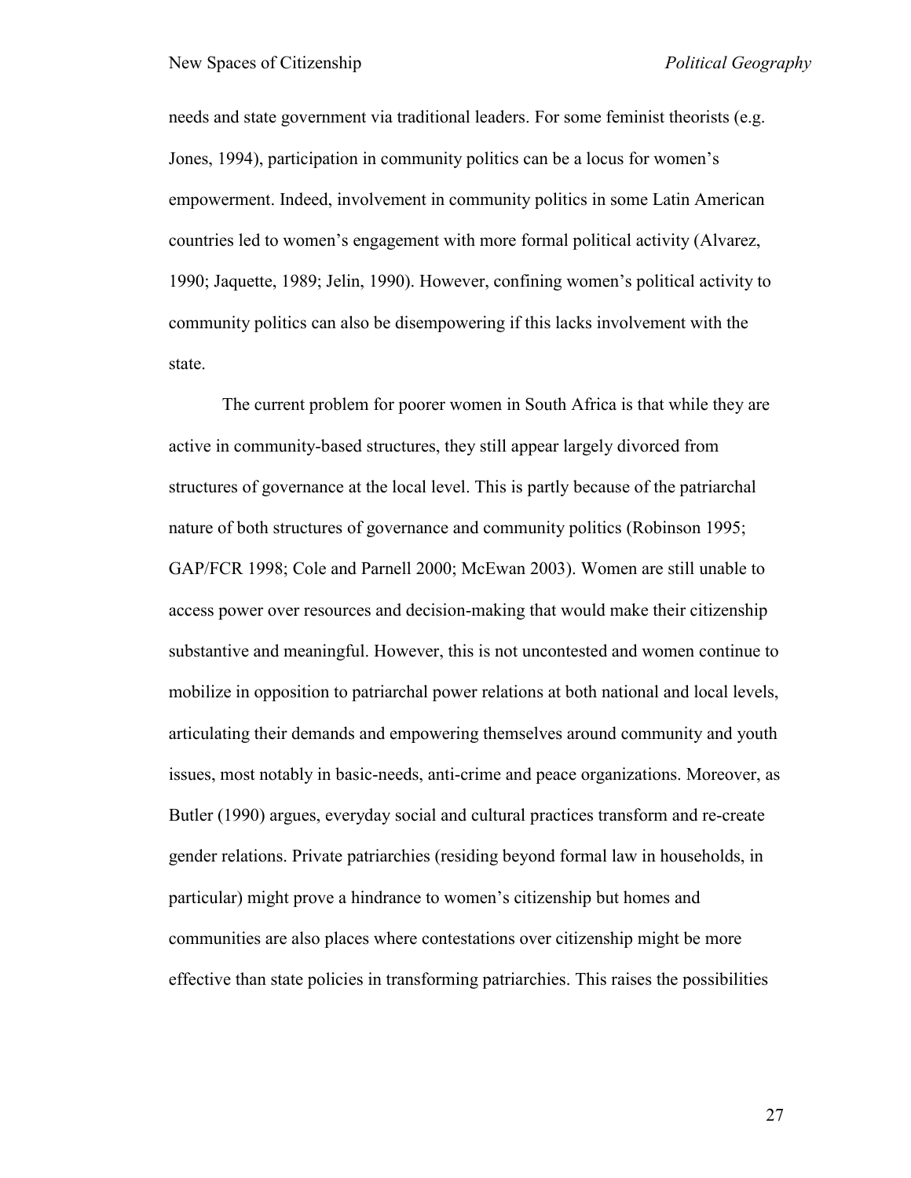needs and state government via traditional leaders. For some feminist theorists (e.g. Jones, 1994), participation in community politics can be a locus for women's empowerment. Indeed, involvement in community politics in some Latin American countries led to women's engagement with more formal political activity (Alvarez, 1990; Jaquette, 1989; Jelin, 1990). However, confining women's political activity to community politics can also be disempowering if this lacks involvement with the state.

The current problem for poorer women in South Africa is that while they are active in community-based structures, they still appear largely divorced from structures of governance at the local level. This is partly because of the patriarchal nature of both structures of governance and community politics (Robinson 1995; GAP/FCR 1998; Cole and Parnell 2000; McEwan 2003). Women are still unable to access power over resources and decision-making that would make their citizenship substantive and meaningful. However, this is not uncontested and women continue to mobilize in opposition to patriarchal power relations at both national and local levels, articulating their demands and empowering themselves around community and youth issues, most notably in basic-needs, anti-crime and peace organizations. Moreover, as Butler (1990) argues, everyday social and cultural practices transform and re-create gender relations. Private patriarchies (residing beyond formal law in households, in particular) might prove a hindrance to women's citizenship but homes and communities are also places where contestations over citizenship might be more effective than state policies in transforming patriarchies. This raises the possibilities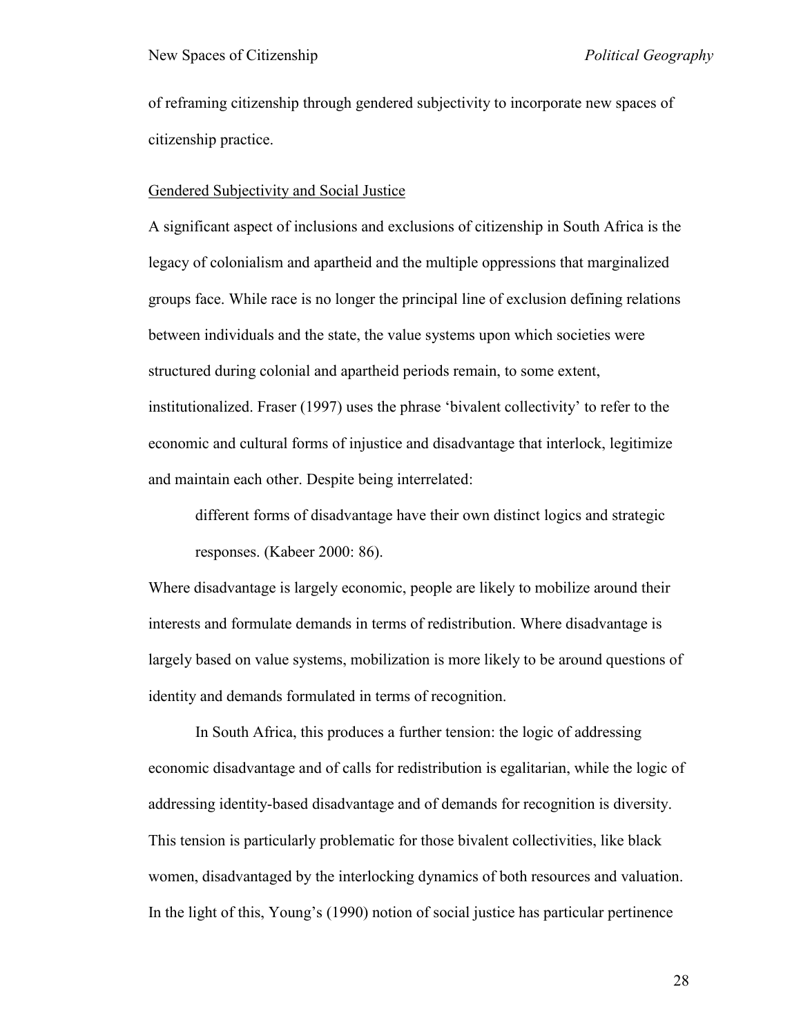of reframing citizenship through gendered subjectivity to incorporate new spaces of citizenship practice.

<u>Gendered Subjectivity and Social Justice</u>

A significant aspect of inclusions and exclusions of citizenship in South Africa is the legacy of colonialism and apartheid and the multiple oppressions that marginalized groups face. While race is no longer the principal line of exclusion defining relations between individuals and the state, the value systems upon which societies were structured during colonial and apartheid periods remain, to some extent, institutionalized. Fraser (1997) uses the phrase 'bivalent collectivity' to refer to the economic and cultural forms of injustice and disadvantage that interlock, legitimize and maintain each other. Despite being interrelated:

> different forms of disadvantage have their own distinct logics and strategic responses. (Kabeer 2000: 86).

Where disadvantage is largely economic, people are likely to mobilize around their interests and formulate demands in terms of redistribution. Where disadvantage is largely based on value systems, mobilization is more likely to be around questions of identity and demands formulated in terms of recognition.

In South Africa, this produces a further tension: the logic of addressing economic disadvantage and of calls for redistribution is egalitarian, while the logic of addressing identity-based disadvantage and of demands for recognition is diversity. This tension is particularly problematic for those bivalent collectivities, like black women, disadvantaged by the interlocking dynamics of both resources and valuation. In the light of this, Young's (1990) notion of social justice has particular pertinence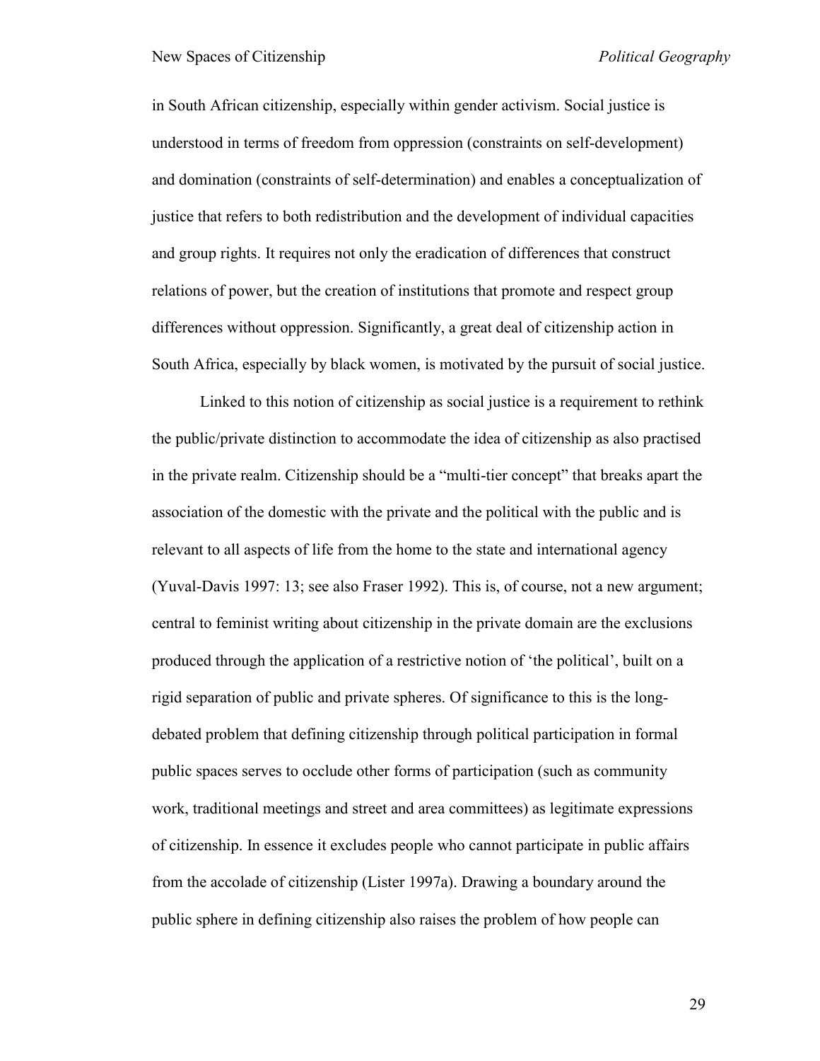in South African citizenship, especially within gender activism. Social justice is understood in terms of freedom from oppression (constraints on self-development) and domination (constraints of self-determination) and enables a conceptualization of justice that refers to both redistribution and the development of individual capacities and group rights. It requires not only the eradication of differences that construct relations of power, but the creation of institutions that promote and respect group differences without oppression. Significantly, a great deal of citizenship action in South Africa, especially by black women, is motivated by the pursuit of social justice.

Linked to this notion of citizenship as social justice is a requirement to rethink the public/private distinction to accommodate the idea of citizenship as also practised in the private realm. Citizenship should be a "multi-tier concept" that breaks apart the association of the domestic with the private and the political with the public and is relevant to all aspects of life from the home to the state and international agency (Yuval-Davis 1997: 13; see also Fraser 1992). This is, of course, not a new argument; central to feminist writing about citizenship in the private domain are the exclusions produced through the application of a restrictive notion of 'the political', built on a rigid separation of public and private spheres. Of significance to this is the long-debated problem that defining citizenship through political participation in formal public spaces serves to occlude other forms of participation (such as community work, traditional meetings and street and area committees) as legitimate expressions of citizenship. In essence it excludes people who cannot participate in public affairs from the accolade of citizenship (Lister 1997a). Drawing a boundary around the public sphere in defining citizenship also raises the problem of how people can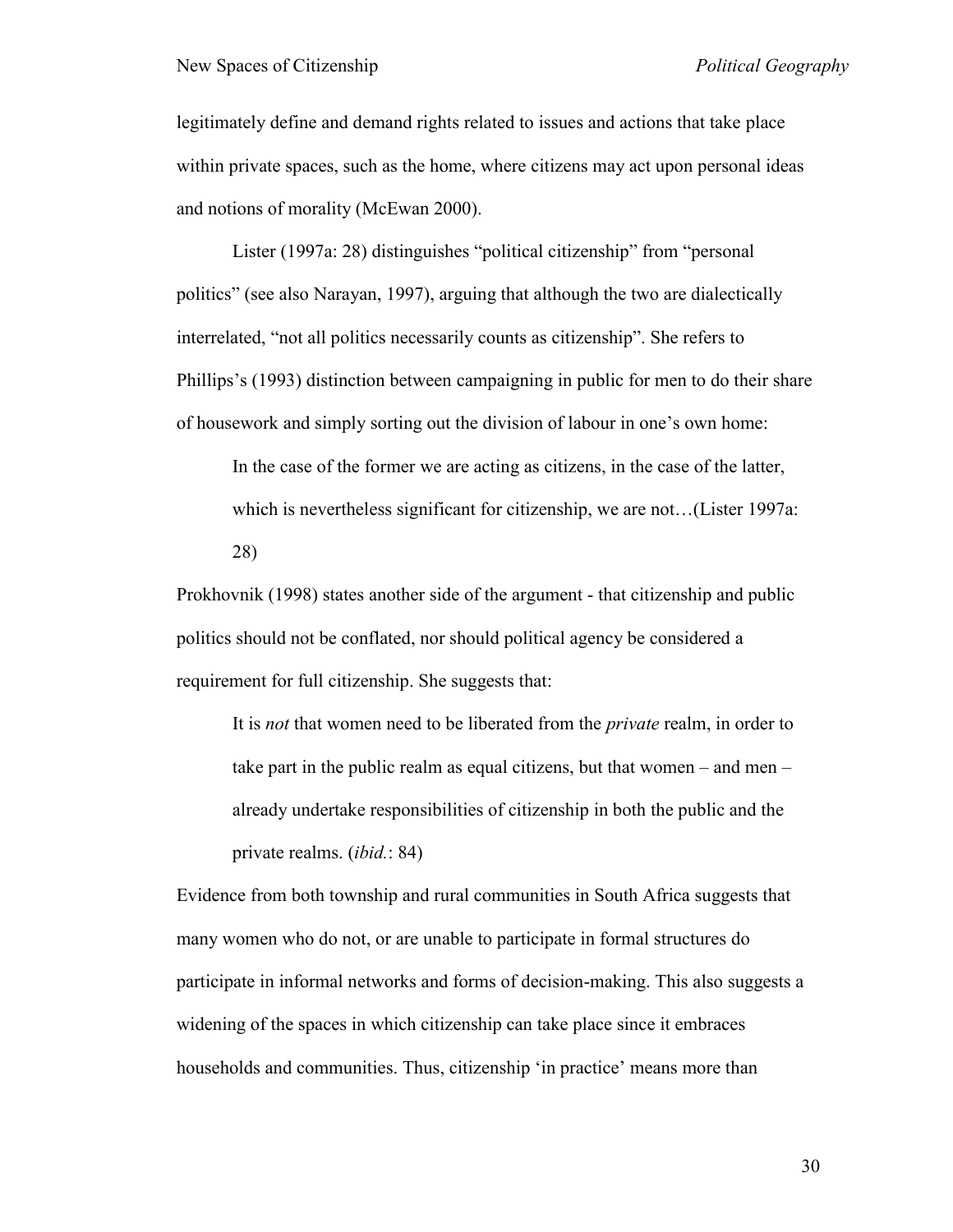legitimately define and demand rights related to issues and actions that take place within private spaces, such as the home, where citizens may act upon personal ideas and notions of morality (McEwan 2000).

Lister (1997a: 28) distinguishes "political citizenship" from "personal politics" (see also Narayan, 1997), arguing that although the two are dialectically interrelated, "not all politics necessarily counts as citizenship". She refers to Phillips's (1993) distinction between campaigning in public for men to do their share of housework and simply sorting out the division of labour in one's own home:

> In the case of the former we are acting as citizens, in the case of the latter, which is nevertheless significant for citizenship, we are not…(Lister 1997a: 28)

Prokhovnik (1998) states another side of the argument - that citizenship and public politics should not be conflated, nor should political agency be considered a requirement for full citizenship. She suggests that:

> It is *not* that women need to be liberated from the *private* realm, in order to take part in the public realm as equal citizens, but that women – and men – already undertake responsibilities of citizenship in both the public and the private realms. (*ibid.*: 84)

Evidence from both township and rural communities in South Africa suggests that many women who do not, or are unable to participate in formal structures do participate in informal networks and forms of decision-making. This also suggests a widening of the spaces in which citizenship can take place since it embraces households and communities. Thus, citizenship 'in practice' means more than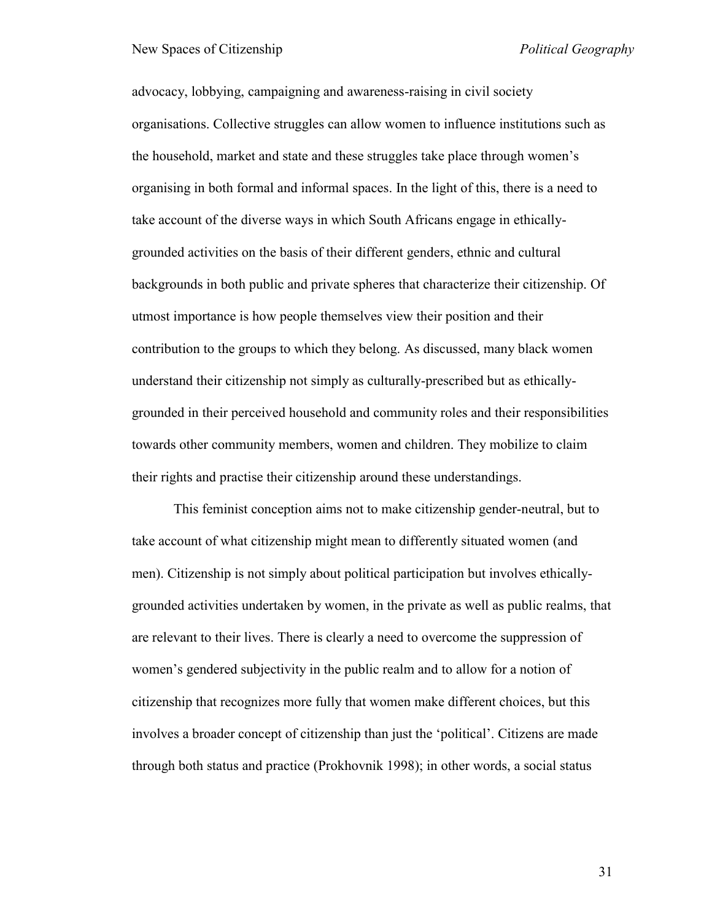advocacy, lobbying, campaigning and awareness-raising in civil society organisations. Collective struggles can allow women to influence institutions such as the household, market and state and these struggles take place through women's organising in both formal and informal spaces. In the light of this, there is a need to take account of the diverse ways in which South Africans engage in ethically-grounded activities on the basis of their different genders, ethnic and cultural backgrounds in both public and private spheres that characterize their citizenship. Of utmost importance is how people themselves view their position and their contribution to the groups to which they belong. As discussed, many black women understand their citizenship not simply as culturally-prescribed but as ethically-grounded in their perceived household and community roles and their responsibilities towards other community members, women and children. They mobilize to claim their rights and practise their citizenship around these understandings.

This feminist conception aims not to make citizenship gender-neutral, but to take account of what citizenship might mean to differently situated women (and men). Citizenship is not simply about political participation but involves ethically-grounded activities undertaken by women, in the private as well as public realms, that are relevant to their lives. There is clearly a need to overcome the suppression of women's gendered subjectivity in the public realm and to allow for a notion of citizenship that recognizes more fully that women make different choices, but this involves a broader concept of citizenship than just the 'political'. Citizens are made through both status and practice (Prokhovnik 1998); in other words, a social status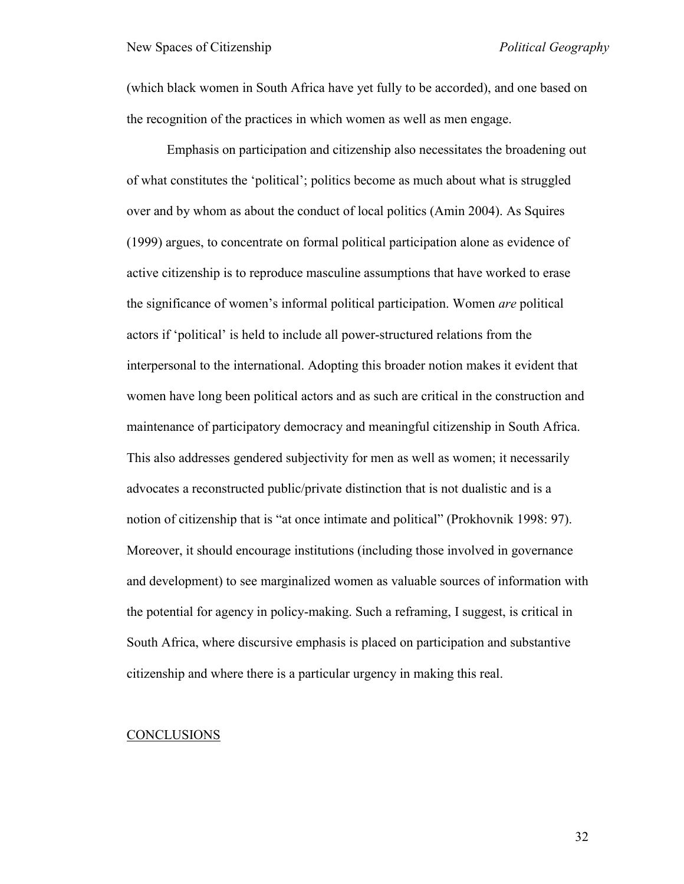(which black women in South Africa have yet fully to be accorded), and one based on the recognition of the practices in which women as well as men engage.

Emphasis on participation and citizenship also necessitates the broadening out of what constitutes the 'political'; politics become as much about what is struggled over and by whom as about the conduct of local politics (Amin 2004). As Squires (1999) argues, to concentrate on formal political participation alone as evidence of active citizenship is to reproduce masculine assumptions that have worked to erase the significance of women's informal political participation. Women *are* political actors if 'political' is held to include all power-structured relations from the interpersonal to the international. Adopting this broader notion makes it evident that women have long been political actors and as such are critical in the construction and maintenance of participatory democracy and meaningful citizenship in South Africa. This also addresses gendered subjectivity for men as well as women; it necessarily advocates a reconstructed public/private distinction that is not dualistic and is a notion of citizenship that is "at once intimate and political" (Prokhovnik 1998: 97). Moreover, it should encourage institutions (including those involved in governance and development) to see marginalized women as valuable sources of information with the potential for agency in policy-making. Such a reframing, I suggest, is critical in South Africa, where discursive emphasis is placed on participation and substantive citizenship and where there is a particular urgency in making this real.

## CONCLUSIONS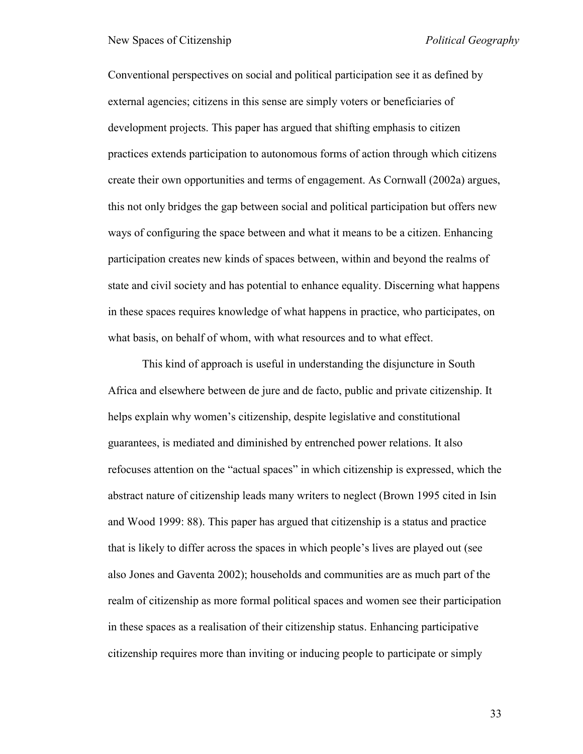Conventional perspectives on social and political participation see it as defined by external agencies; citizens in this sense are simply voters or beneficiaries of development projects. This paper has argued that shifting emphasis to citizen practices extends participation to autonomous forms of action through which citizens create their own opportunities and terms of engagement. As Cornwall (2002a) argues, this not only bridges the gap between social and political participation but offers new ways of configuring the space between and what it means to be a citizen. Enhancing participation creates new kinds of spaces between, within and beyond the realms of state and civil society and has potential to enhance equality. Discerning what happens in these spaces requires knowledge of what happens in practice, who participates, on what basis, on behalf of whom, with what resources and to what effect.

This kind of approach is useful in understanding the disjuncture in South Africa and elsewhere between de jure and de facto, public and private citizenship. It helps explain why women's citizenship, despite legislative and constitutional guarantees, is mediated and diminished by entrenched power relations. It also refocuses attention on the "actual spaces" in which citizenship is expressed, which the abstract nature of citizenship leads many writers to neglect (Brown 1995 cited in Isin and Wood 1999: 88). This paper has argued that citizenship is a status and practice that is likely to differ across the spaces in which people's lives are played out (see also Jones and Gaventa 2002); households and communities are as much part of the realm of citizenship as more formal political spaces and women see their participation in these spaces as a realisation of their citizenship status. Enhancing participative citizenship requires more than inviting or inducing people to participate or simply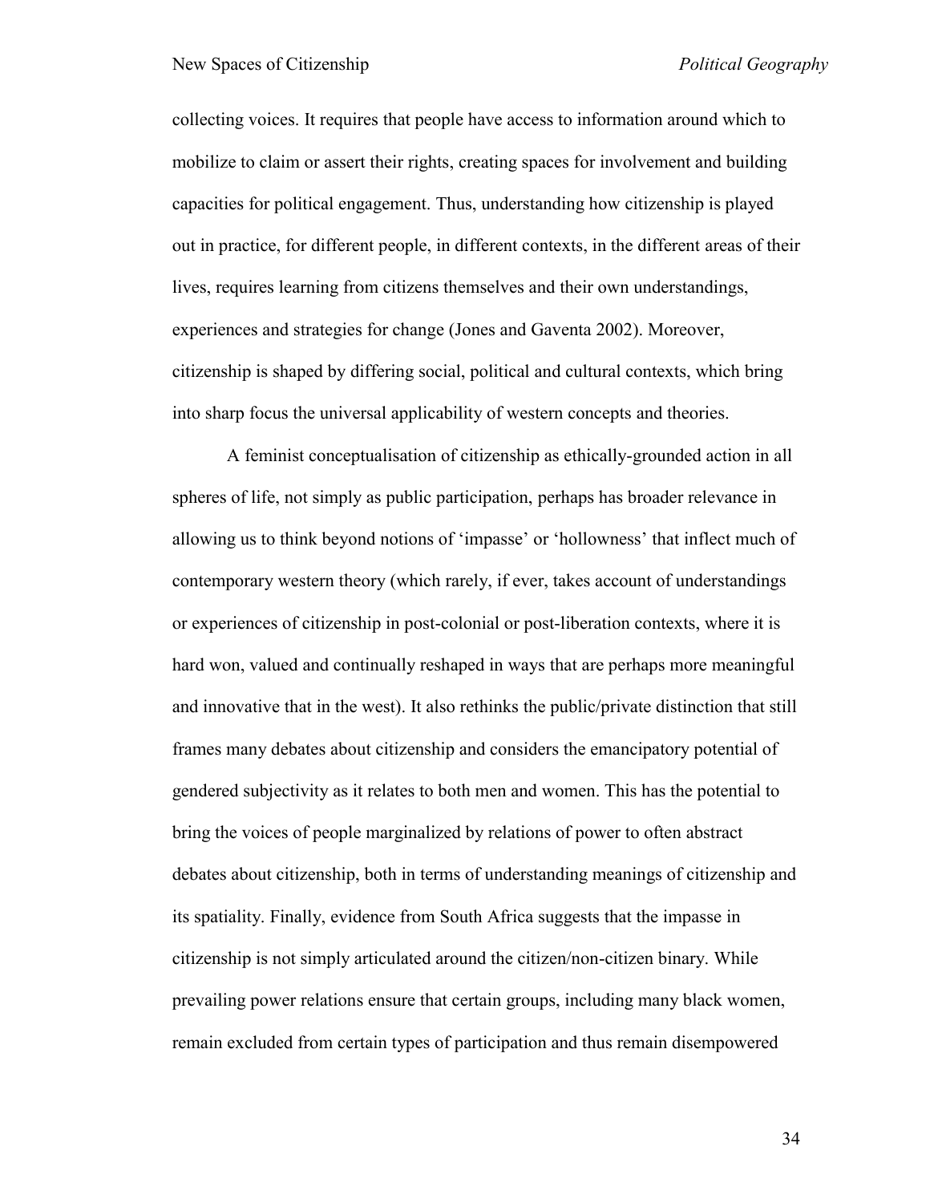collecting voices. It requires that people have access to information around which to mobilize to claim or assert their rights, creating spaces for involvement and building capacities for political engagement. Thus, understanding how citizenship is played out in practice, for different people, in different contexts, in the different areas of their lives, requires learning from citizens themselves and their own understandings, experiences and strategies for change (Jones and Gaventa 2002). Moreover, citizenship is shaped by differing social, political and cultural contexts, which bring into sharp focus the universal applicability of western concepts and theories.

A feminist conceptualisation of citizenship as ethically-grounded action in all spheres of life, not simply as public participation, perhaps has broader relevance in allowing us to think beyond notions of 'impasse' or 'hollowness' that inflect much of contemporary western theory (which rarely, if ever, takes account of understandings or experiences of citizenship in post-colonial or post-liberation contexts, where it is hard won, valued and continually reshaped in ways that are perhaps more meaningful and innovative that in the west). It also rethinks the public/private distinction that still frames many debates about citizenship and considers the emancipatory potential of gendered subjectivity as it relates to both men and women. This has the potential to bring the voices of people marginalized by relations of power to often abstract debates about citizenship, both in terms of understanding meanings of citizenship and its spatiality. Finally, evidence from South Africa suggests that the impasse in citizenship is not simply articulated around the citizen/non-citizen binary. While prevailing power relations ensure that certain groups, including many black women, remain excluded from certain types of participation and thus remain disempowered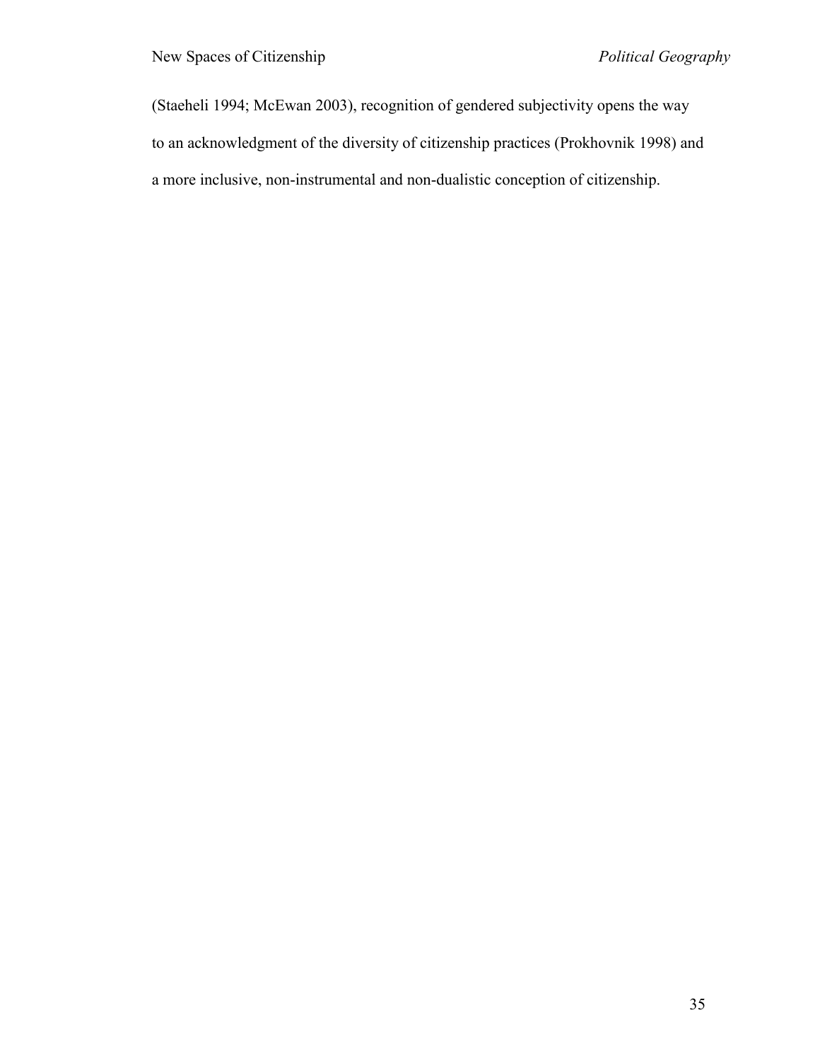(Staeheli 1994; McEwan 2003), recognition of gendered subjectivity opens the way to an acknowledgment of the diversity of citizenship practices (Prokhovnik 1998) and a more inclusive, non-instrumental and non-dualistic conception of citizenship.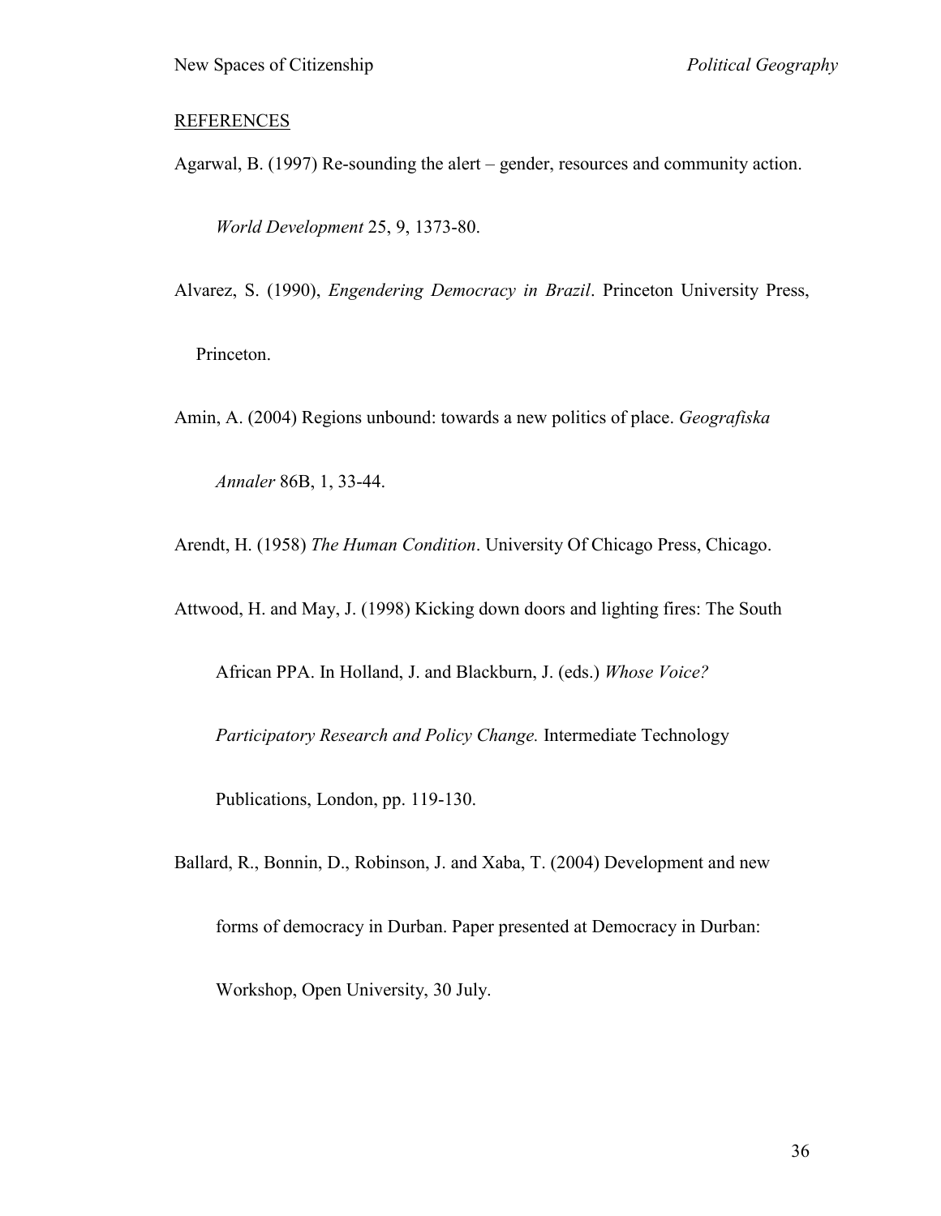## REFERENCES

Agarwal, B. (1997) Re-sounding the alert – gender, resources and community action. *World Development* 25, 9, 1373-80.

Alvarez, S. (1990), *Engendering Democracy in Brazil*. Princeton University Press, Princeton.

Amin, A. (2004) Regions unbound: towards a new politics of place. *Geografiska Annaler* 86B, 1, 33-44.

Arendt, H. (1958) *The Human Condition*. University Of Chicago Press, Chicago.

Attwood, H. and May, J. (1998) Kicking down doors and lighting fires: The South African PPA. In Holland, J. and Blackburn, J. (eds.) *Whose Voice? Participatory Research and Policy Change.* Intermediate Technology Publications, London, pp. 119-130.

Ballard, R., Bonnin, D., Robinson, J. and Xaba, T. (2004) Development and new forms of democracy in Durban. Paper presented at Democracy in Durban: Workshop, Open University, 30 July.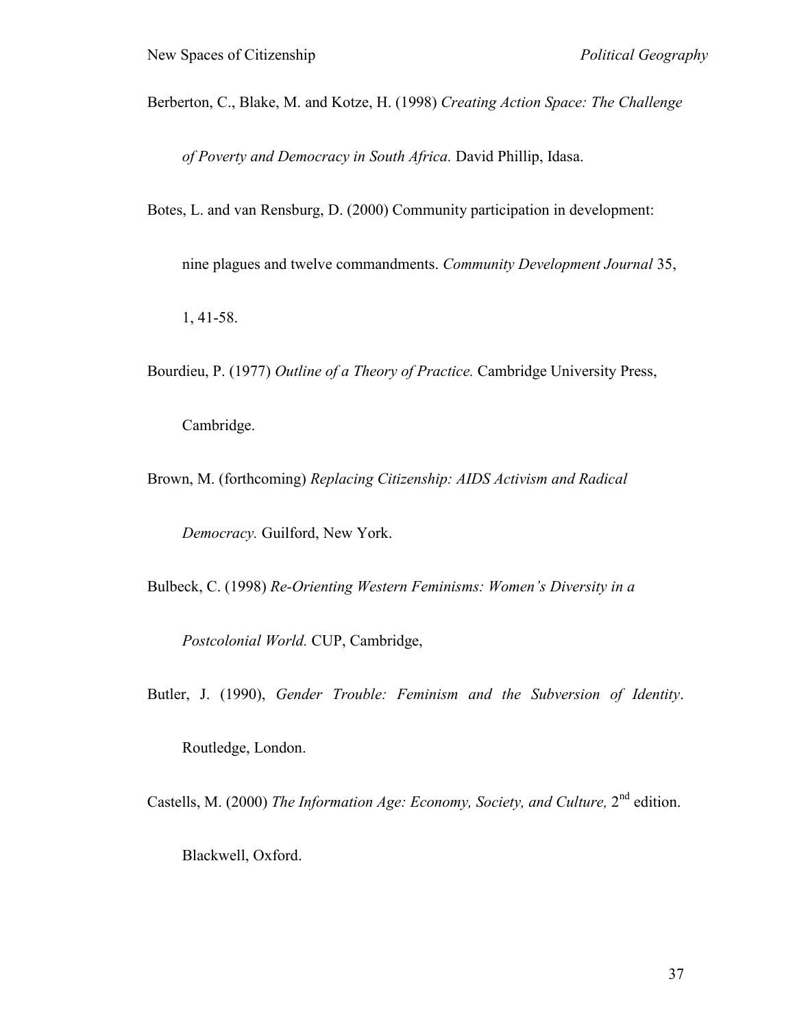Berberton, C., Blake, M. and Kotze, H. (1998) *Creating Action Space: The Challenge of Poverty and Democracy in South Africa.* David Phillip, Idasa.

Botes, L. and van Rensburg, D. (2000) Community participation in development: nine plagues and twelve commandments. *Community Development Journal* 35, 1, 41-58.

Bourdieu, P. (1977) *Outline of a Theory of Practice.* Cambridge University Press, Cambridge.

Brown, M. (forthcoming) *Replacing Citizenship: AIDS Activism and Radical Democracy.* Guilford, New York.

Bulbeck, C. (1998) *Re-Orienting Western Feminisms: Women's Diversity in a Postcolonial World.* CUP, Cambridge,

Butler, J. (1990), *Gender Trouble: Feminism and the Subversion of Identity*. Routledge, London.

Castells, M. (2000) *The Information Age: Economy, Society, and Culture,* 2nd edition. Blackwell, Oxford.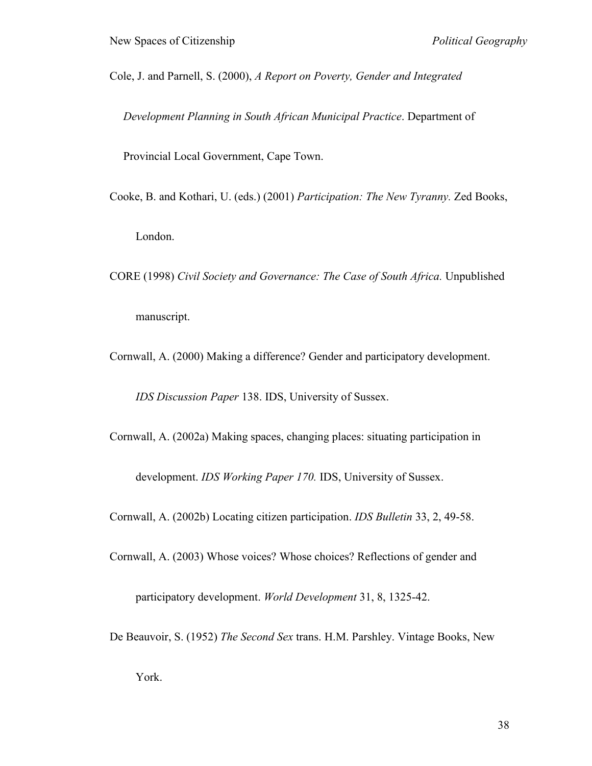Cole, J. and Parnell, S. (2000), *A Report on Poverty, Gender and Integrated Development Planning in South African Municipal Practice*. Department of Provincial Local Government, Cape Town.

Cooke, B. and Kothari, U. (eds.) (2001) *Participation: The New Tyranny.* Zed Books, London.

CORE (1998) *Civil Society and Governance: The Case of South Africa.* Unpublished manuscript.

Cornwall, A. (2000) Making a difference? Gender and participatory development. *IDS Discussion Paper* 138. IDS, University of Sussex.

Cornwall, A. (2002a) Making spaces, changing places: situating participation in development. *IDS Working Paper 170.* IDS, University of Sussex.

Cornwall, A. (2002b) Locating citizen participation. *IDS Bulletin* 33, 2, 49-58.

Cornwall, A. (2003) Whose voices? Whose choices? Reflections of gender and participatory development. *World Development* 31, 8, 1325-42.

De Beauvoir, S. (1952) *The Second Sex* trans. H.M. Parshley. Vintage Books, New York.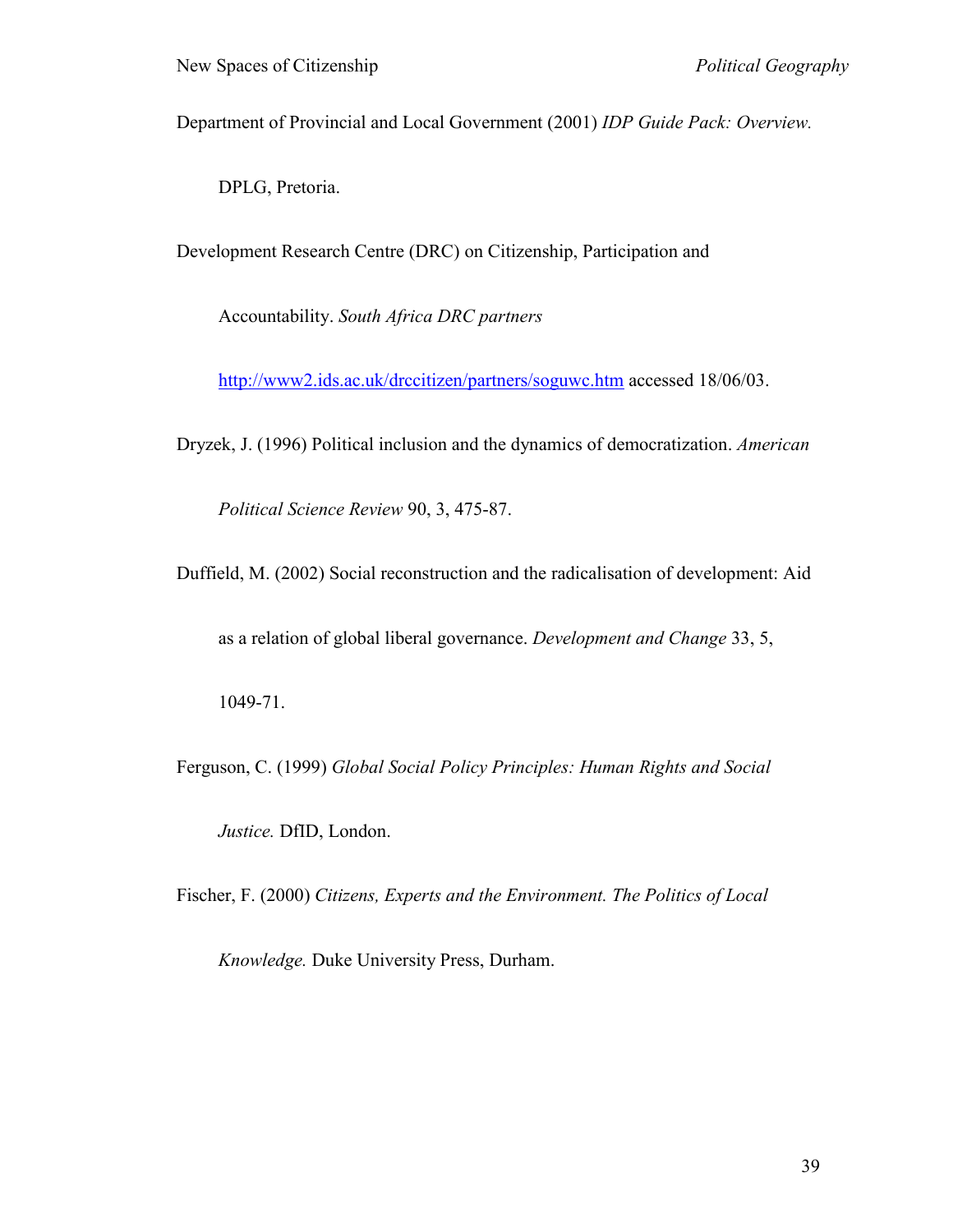Department of Provincial and Local Government (2001) *IDP Guide Pack: Overview.* DPLG, Pretoria.

Development Research Centre (DRC) on Citizenship, Participation and Accountability. *South Africa DRC partners* http://www2.ids.ac.uk/drccitizen/partners/soguwc.htm accessed 18/06/03.

Dryzek, J. (1996) Political inclusion and the dynamics of democratization. *American Political Science Review* 90, 3, 475-87.

Duffield, M. (2002) Social reconstruction and the radicalisation of development: Aid as a relation of global liberal governance. *Development and Change* 33, 5, 1049-71.

Ferguson, C. (1999) *Global Social Policy Principles: Human Rights and Social Justice.* DfID, London.

Fischer, F. (2000) *Citizens, Experts and the Environment. The Politics of Local Knowledge.* Duke University Press, Durham.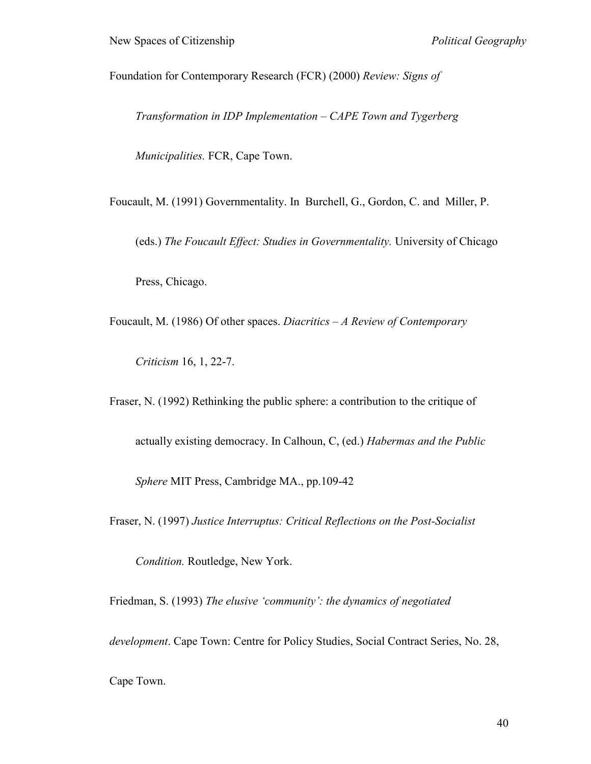Foundation for Contemporary Research (FCR) (2000) *Review: Signs of Transformation in IDP Implementation – CAPE Town and Tygerberg Municipalities.* FCR, Cape Town.

Foucault, M. (1991) Governmentality. In Burchell, G., Gordon, C. and Miller, P. (eds.) *The Foucault Effect: Studies in Governmentality.* University of Chicago Press, Chicago.

Foucault, M. (1986) Of other spaces. *Diacritics – A Review of Contemporary Criticism* 16, 1, 22-7.

Fraser, N. (1992) Rethinking the public sphere: a contribution to the critique of actually existing democracy. In Calhoun, C, (ed.) *Habermas and the Public Sphere* MIT Press, Cambridge MA., pp.109-42

Fraser, N. (1997) *Justice Interruptus: Critical Reflections on the Post-Socialist Condition.* Routledge, New York.

Friedman, S. (1993) *The elusive 'community': the dynamics of negotiated development*. Cape Town: Centre for Policy Studies, Social Contract Series, No. 28, Cape Town.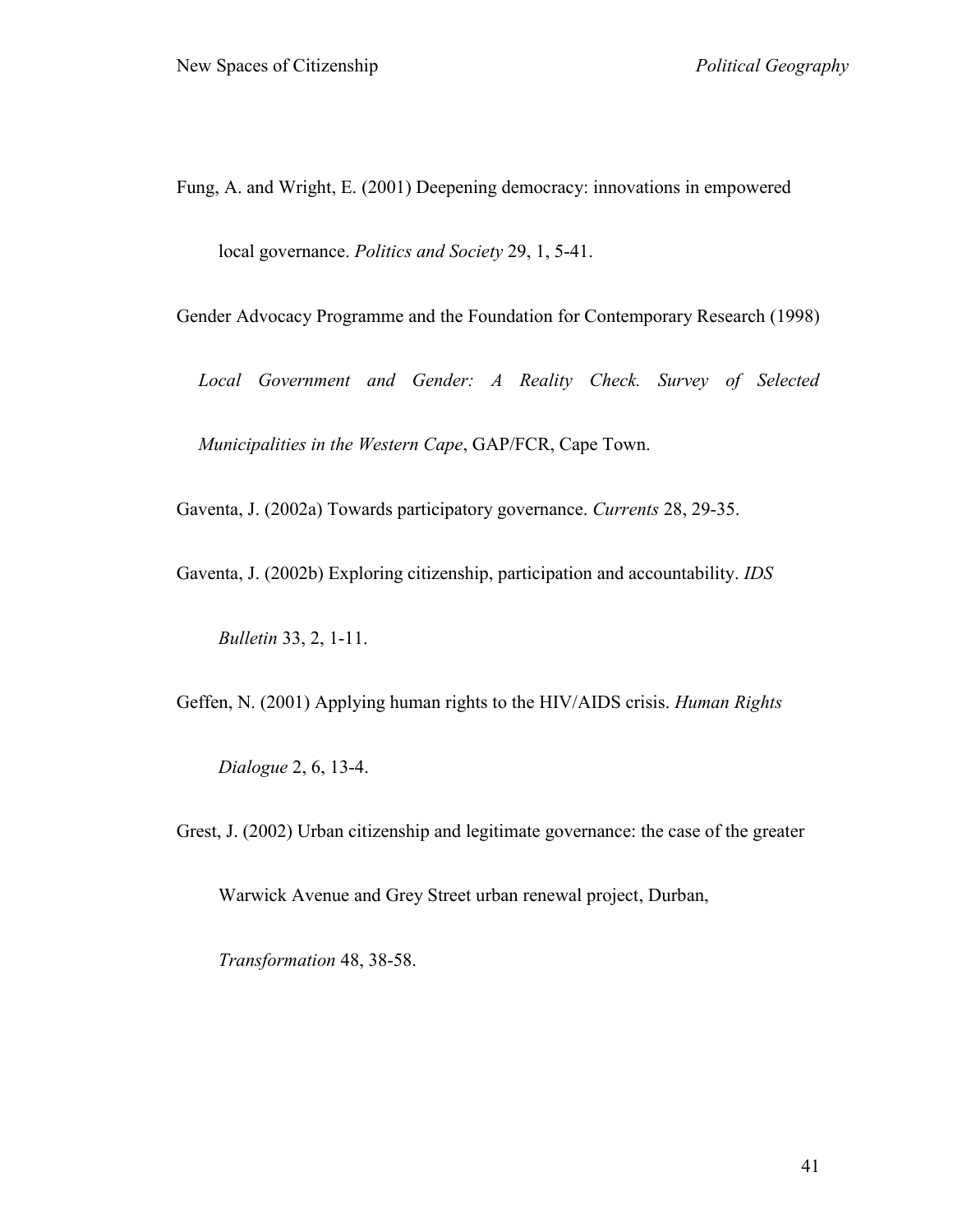Fung, A. and Wright, E. (2001) Deepening democracy: innovations in empowered local governance. *Politics and Society* 29, 1, 5-41.

Gender Advocacy Programme and the Foundation for Contemporary Research (1998) *Local Government and Gender: A Reality Check. Survey of Selected Municipalities in the Western Cape*, GAP/FCR, Cape Town.

Gaventa, J. (2002a) Towards participatory governance. *Currents* 28, 29-35.

Gaventa, J. (2002b) Exploring citizenship, participation and accountability. *IDS Bulletin* 33, 2, 1-11.

Geffen, N. (2001) Applying human rights to the HIV/AIDS crisis. *Human Rights Dialogue* 2, 6, 13-4.

Grest, J. (2002) Urban citizenship and legitimate governance: the case of the greater Warwick Avenue and Grey Street urban renewal project, Durban, *Transformation* 48, 38-58.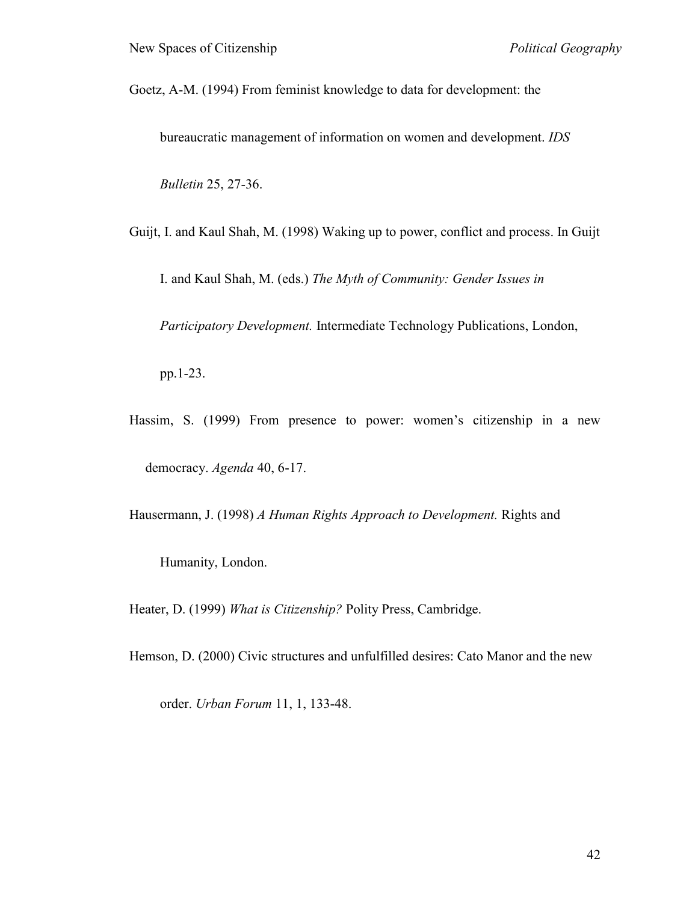Goetz, A-M. (1994) From feminist knowledge to data for development: the bureaucratic management of information on women and development. *IDS Bulletin* 25, 27-36.

Guijt, I. and Kaul Shah, M. (1998) Waking up to power, conflict and process. In Guijt I. and Kaul Shah, M. (eds.) *The Myth of Community: Gender Issues in Participatory Development.* Intermediate Technology Publications, London, pp.1-23.

Hassim, S. (1999) From presence to power: women's citizenship in a new democracy. *Agenda* 40, 6-17.

Hausermann, J. (1998) *A Human Rights Approach to Development.* Rights and Humanity, London.

Heater, D. (1999) *What is Citizenship?* Polity Press, Cambridge.

Hemson, D. (2000) Civic structures and unfulfilled desires: Cato Manor and the new order. *Urban Forum* 11, 1, 133-48.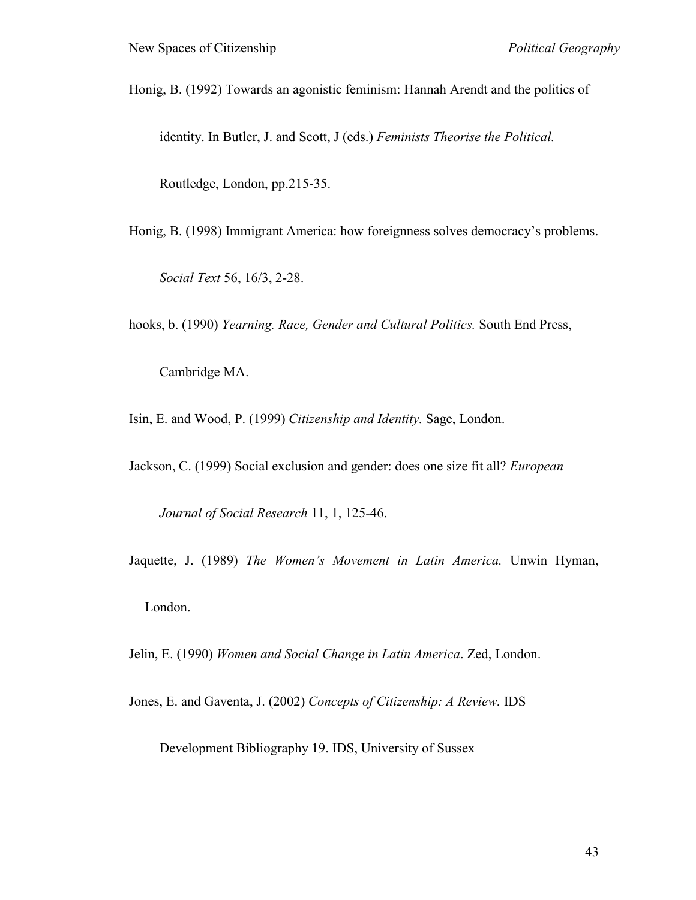Honig, B. (1992) Towards an agonistic feminism: Hannah Arendt and the politics of identity. In Butler, J. and Scott, J (eds.) *Feminists Theorise the Political.* Routledge, London, pp.215-35.

Honig, B. (1998) Immigrant America: how foreignness solves democracy's problems. *Social Text* 56, 16/3, 2-28.

hooks, b. (1990) *Yearning. Race, Gender and Cultural Politics.* South End Press, Cambridge MA.

Isin, E. and Wood, P. (1999) *Citizenship and Identity.* Sage, London.

Jackson, C. (1999) Social exclusion and gender: does one size fit all? *European Journal of Social Research* 11, 1, 125-46.

Jaquette, J. (1989) *The Women's Movement in Latin America.* Unwin Hyman, London.

Jelin, E. (1990) *Women and Social Change in Latin America*. Zed, London.

Jones, E. and Gaventa, J. (2002) *Concepts of Citizenship: A Review.* IDS Development Bibliography 19. IDS, University of Sussex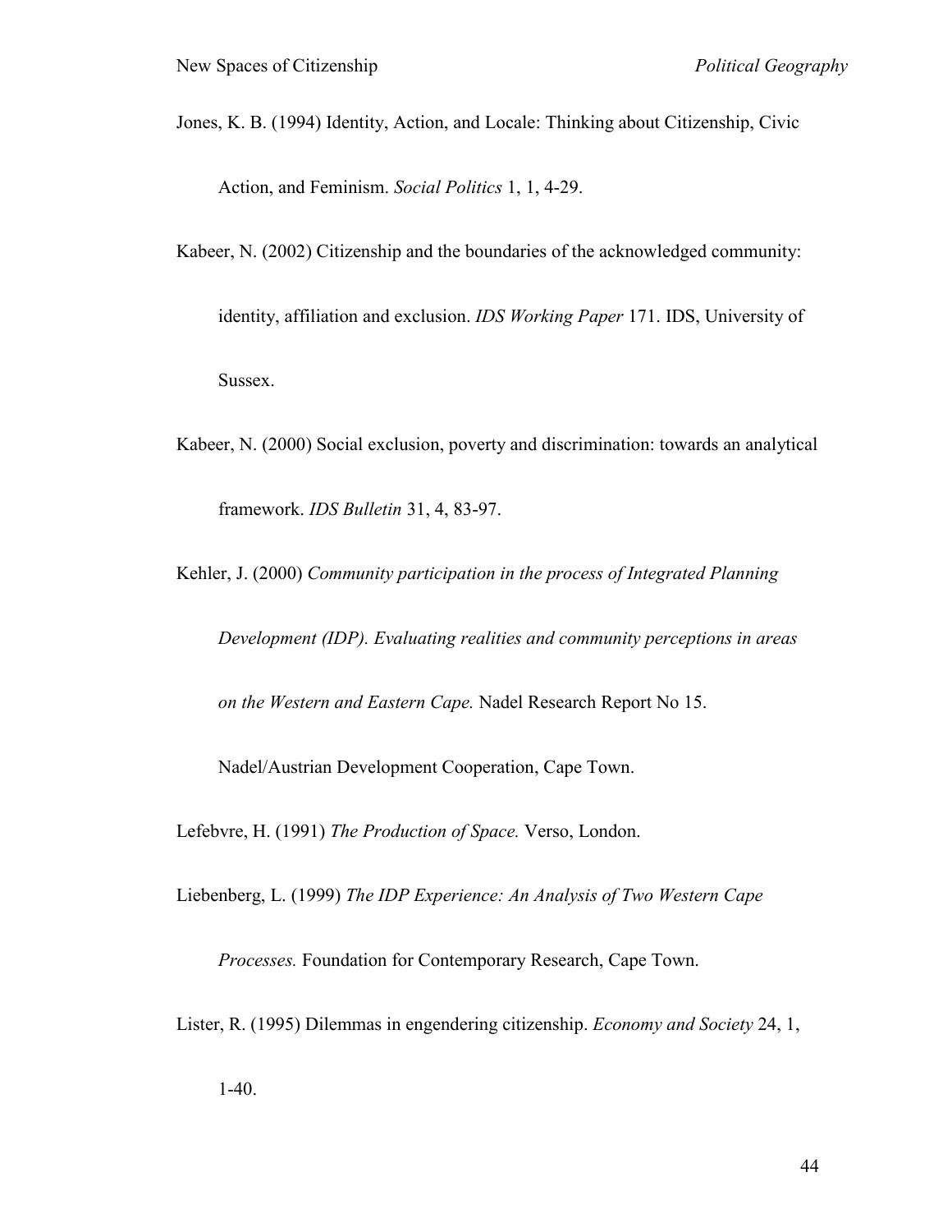Jones, K. B. (1994) Identity, Action, and Locale: Thinking about Citizenship, Civic Action, and Feminism. *Social Politics* 1, 1, 4-29.

Kabeer, N. (2002) Citizenship and the boundaries of the acknowledged community: identity, affiliation and exclusion. *IDS Working Paper* 171. IDS, University of Sussex.

Kabeer, N. (2000) Social exclusion, poverty and discrimination: towards an analytical framework. *IDS Bulletin* 31, 4, 83-97.

Kehler, J. (2000) *Community participation in the process of Integrated Planning Development (IDP). Evaluating realities and community perceptions in areas on the Western and Eastern Cape.* Nadel Research Report No 15. Nadel/Austrian Development Cooperation, Cape Town.

Lefebvre, H. (1991) *The Production of Space.* Verso, London.

Liebenberg, L. (1999) *The IDP Experience: An Analysis of Two Western Cape Processes.* Foundation for Contemporary Research, Cape Town.

Lister, R. (1995) Dilemmas in engendering citizenship. *Economy and Society* 24, 1, 1-40.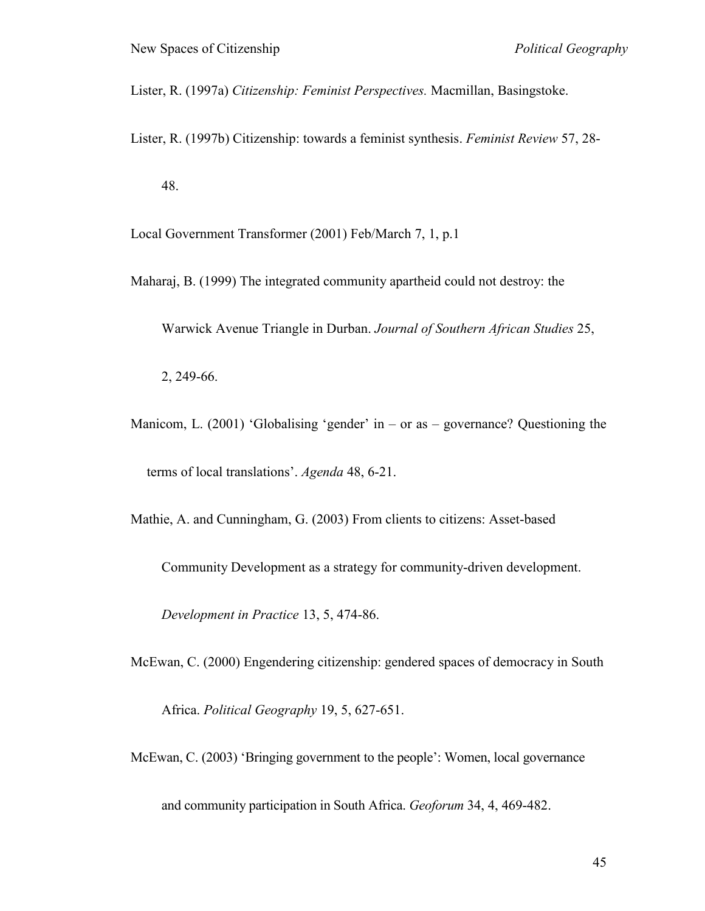Lister, R. (1997a) *Citizenship: Feminist Perspectives.* Macmillan, Basingstoke.

Lister, R. (1997b) Citizenship: towards a feminist synthesis. *Feminist Review* 57, 28-48.

Local Government Transformer (2001) Feb/March 7, 1, p.1

Maharaj, B. (1999) The integrated community apartheid could not destroy: the Warwick Avenue Triangle in Durban. *Journal of Southern African Studies* 25, 2, 249-66.

Manicom, L. (2001) 'Globalising 'gender' in – or as – governance? Questioning the terms of local translations'. *Agenda* 48, 6-21.

Mathie, A. and Cunningham, G. (2003) From clients to citizens: Asset-based Community Development as a strategy for community-driven development. *Development in Practice* 13, 5, 474-86.

McEwan, C. (2000) Engendering citizenship: gendered spaces of democracy in South Africa. *Political Geography* 19, 5, 627-651.

McEwan, C. (2003) 'Bringing government to the people': Women, local governance and community participation in South Africa. *Geoforum* 34, 4, 469-482.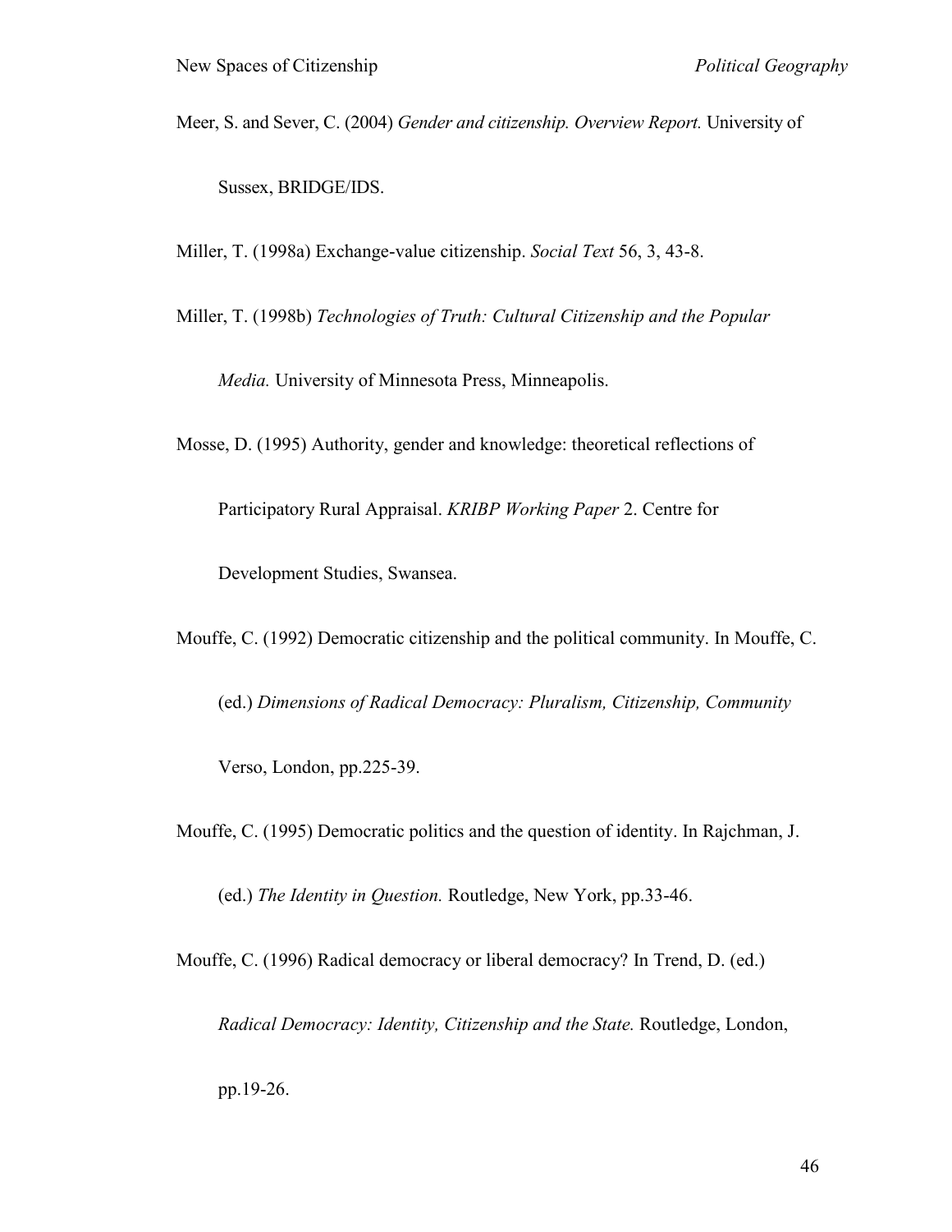Meer, S. and Sever, C. (2004) *Gender and citizenship. Overview Report.* University of Sussex, BRIDGE/IDS.

Miller, T. (1998a) Exchange-value citizenship. *Social Text* 56, 3, 43-8.

Miller, T. (1998b) *Technologies of Truth: Cultural Citizenship and the Popular Media.* University of Minnesota Press, Minneapolis.

Mosse, D. (1995) Authority, gender and knowledge: theoretical reflections of Participatory Rural Appraisal. *KRIBP Working Paper* 2. Centre for Development Studies, Swansea.

Mouffe, C. (1992) Democratic citizenship and the political community. In Mouffe, C. (ed.) *Dimensions of Radical Democracy: Pluralism, Citizenship, Community* Verso, London, pp.225-39.

Mouffe, C. (1995) Democratic politics and the question of identity. In Rajchman, J. (ed.) *The Identity in Question.* Routledge, New York, pp.33-46.

Mouffe, C. (1996) Radical democracy or liberal democracy? In Trend, D. (ed.) *Radical Democracy: Identity, Citizenship and the State.* Routledge, London, pp.19-26.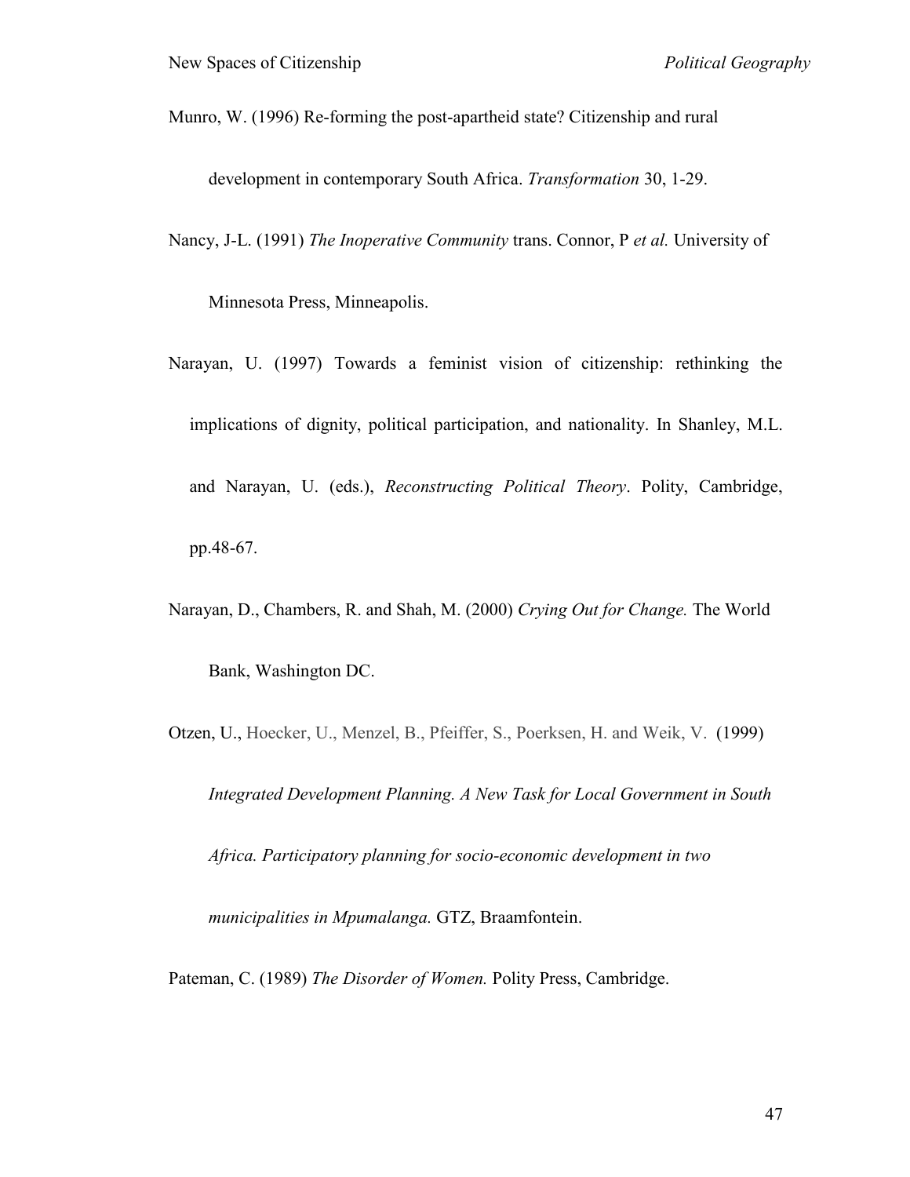Munro, W. (1996) Re-forming the post-apartheid state? Citizenship and rural development in contemporary South Africa. *Transformation* 30, 1-29.

Nancy, J-L. (1991) *The Inoperative Community* trans. Connor, P *et al.* University of Minnesota Press, Minneapolis.

Narayan, U. (1997) Towards a feminist vision of citizenship: rethinking the implications of dignity, political participation, and nationality. In Shanley, M.L. and Narayan, U. (eds.), *Reconstructing Political Theory*. Polity, Cambridge, pp.48-67.

Narayan, D., Chambers, R. and Shah, M. (2000) *Crying Out for Change.* The World Bank, Washington DC.

Otzen, U., Hoecker, U., Menzel, B., Pfeiffer, S., Poerksen, H. and Weik, V. (1999) *Integrated Development Planning. A New Task for Local Government in South Africa. Participatory planning for socio-economic development in two municipalities in Mpumalanga.* GTZ, Braamfontein.

Pateman, C. (1989) *The Disorder of Women.* Polity Press, Cambridge.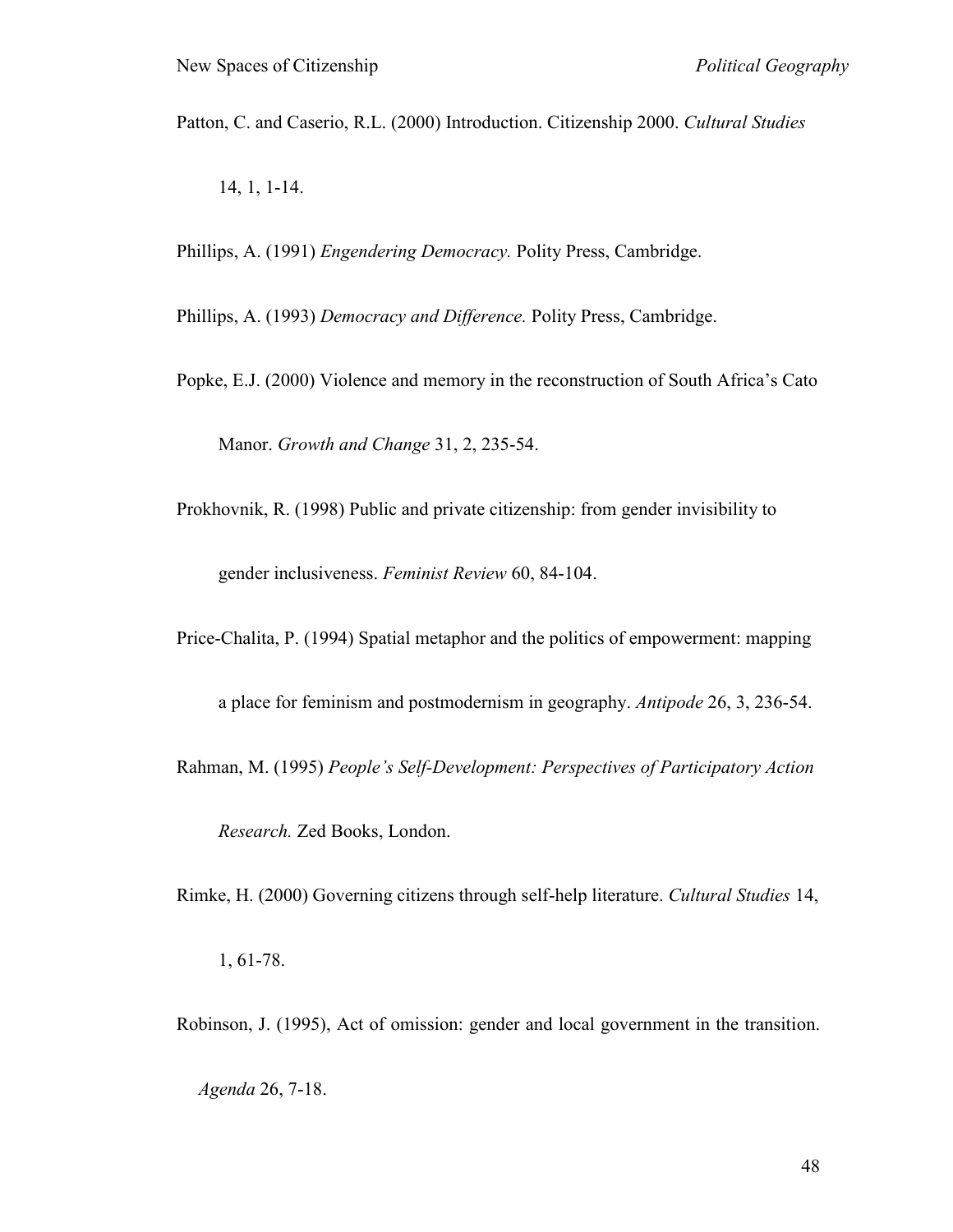Patton, C. and Caserio, R.L. (2000) Introduction. Citizenship 2000. *Cultural Studies* 14, 1, 1-14.

Phillips, A. (1991) *Engendering Democracy.* Polity Press, Cambridge.

Phillips, A. (1993) *Democracy and Difference.* Polity Press, Cambridge.

Popke, E.J. (2000) Violence and memory in the reconstruction of South Africa's Cato Manor. *Growth and Change* 31, 2, 235-54.

Prokhovnik, R. (1998) Public and private citizenship: from gender invisibility to gender inclusiveness. *Feminist Review* 60, 84-104.

Price-Chalita, P. (1994) Spatial metaphor and the politics of empowerment: mapping a place for feminism and postmodernism in geography. *Antipode* 26, 3, 236-54.

Rahman, M. (1995) *People's Self-Development: Perspectives of Participatory Action Research.* Zed Books, London.

Rimke, H. (2000) Governing citizens through self-help literature. *Cultural Studies* 14, 1, 61-78.

Robinson, J. (1995), Act of omission: gender and local government in the transition. *Agenda* 26, 7-18.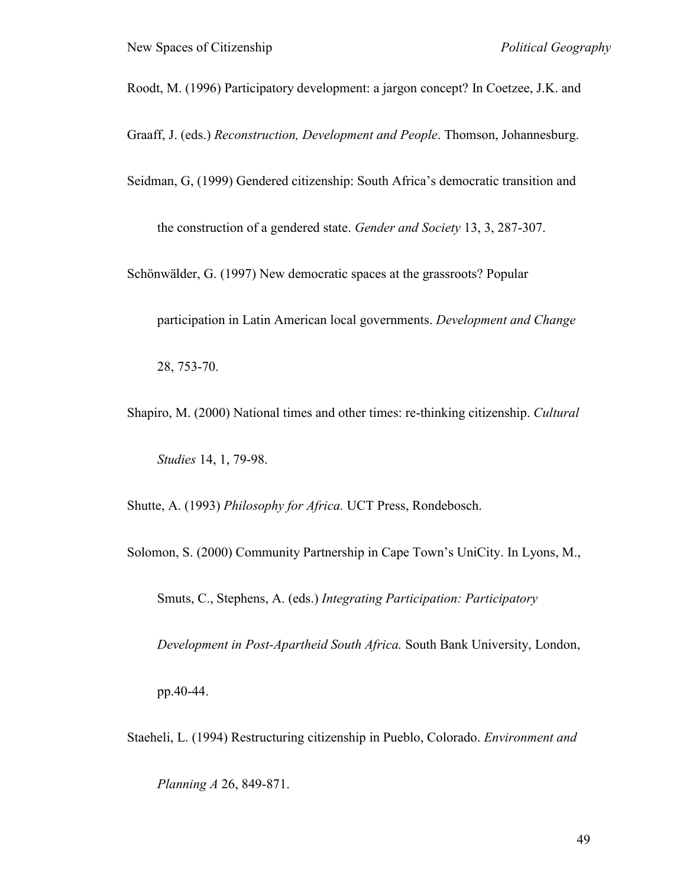Roodt, M. (1996) Participatory development: a jargon concept? In Coetzee, J.K. and Graaff, J. (eds.) *Reconstruction, Development and People*. Thomson, Johannesburg.

Seidman, G, (1999) Gendered citizenship: South Africa's democratic transition and the construction of a gendered state. *Gender and Society* 13, 3, 287-307.

Schönwälder, G. (1997) New democratic spaces at the grassroots? Popular participation in Latin American local governments. *Development and Change* 28, 753-70.

Shapiro, M. (2000) National times and other times: re-thinking citizenship. *Cultural Studies* 14, 1, 79-98.

Shutte, A. (1993) *Philosophy for Africa.* UCT Press, Rondebosch.

Solomon, S. (2000) Community Partnership in Cape Town's UniCity. In Lyons, M., Smuts, C., Stephens, A. (eds.) *Integrating Participation: Participatory Development in Post-Apartheid South Africa.* South Bank University, London, pp.40-44.

Staeheli, L. (1994) Restructuring citizenship in Pueblo, Colorado. *Environment and Planning A* 26, 849-871.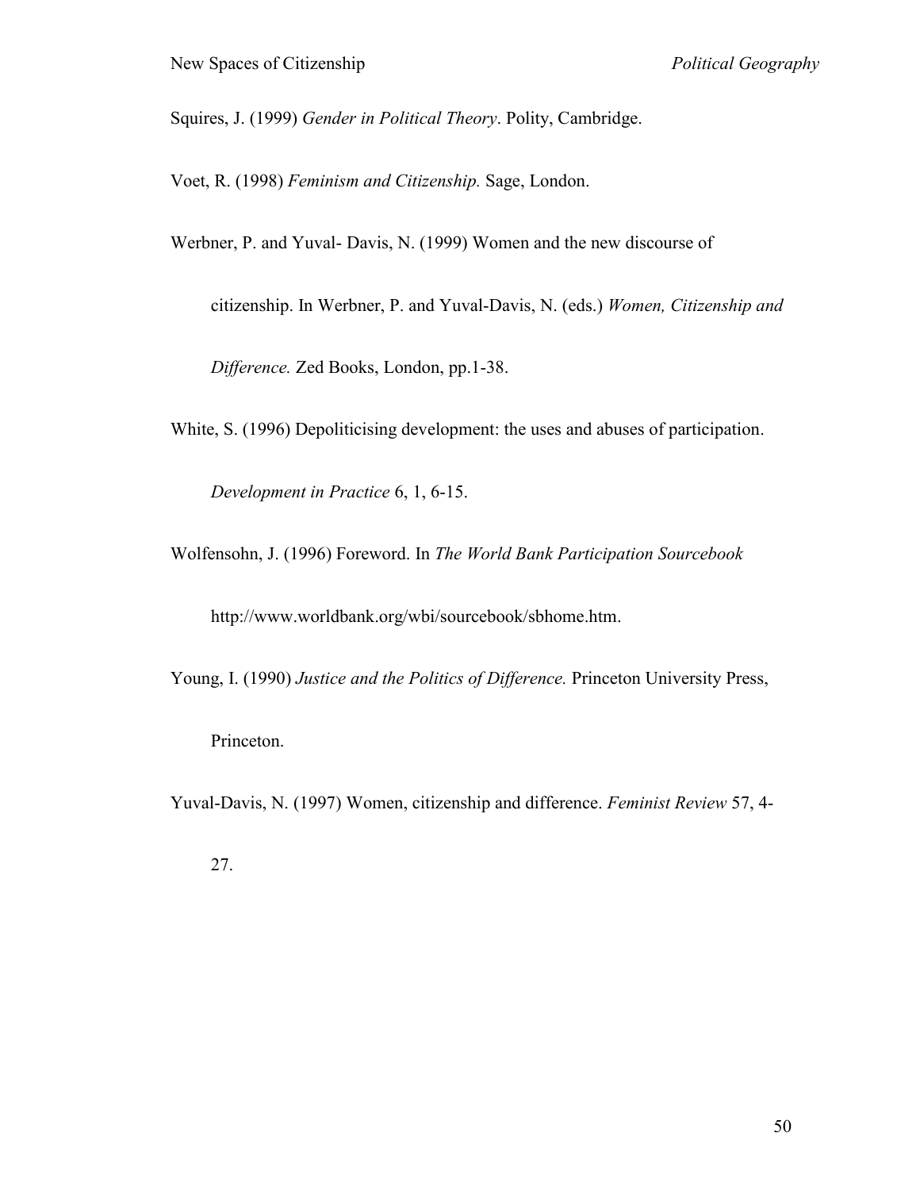Squires, J. (1999) *Gender in Political Theory*. Polity, Cambridge.

Voet, R. (1998) *Feminism and Citizenship.* Sage, London.

Werbner, P. and Yuval- Davis, N. (1999) Women and the new discourse of citizenship. In Werbner, P. and Yuval-Davis, N. (eds.) *Women, Citizenship and Difference.* Zed Books, London, pp.1-38.

White, S. (1996) Depoliticising development: the uses and abuses of participation. *Development in Practice* 6, 1, 6-15.

Wolfensohn, J. (1996) Foreword. In *The World Bank Participation Sourcebook* http://www.worldbank.org/wbi/sourcebook/sbhome.htm.

Young, I. (1990) *Justice and the Politics of Difference.* Princeton University Press, Princeton.

Yuval-Davis, N. (1997) Women, citizenship and difference. *Feminist Review* 57, 4-27.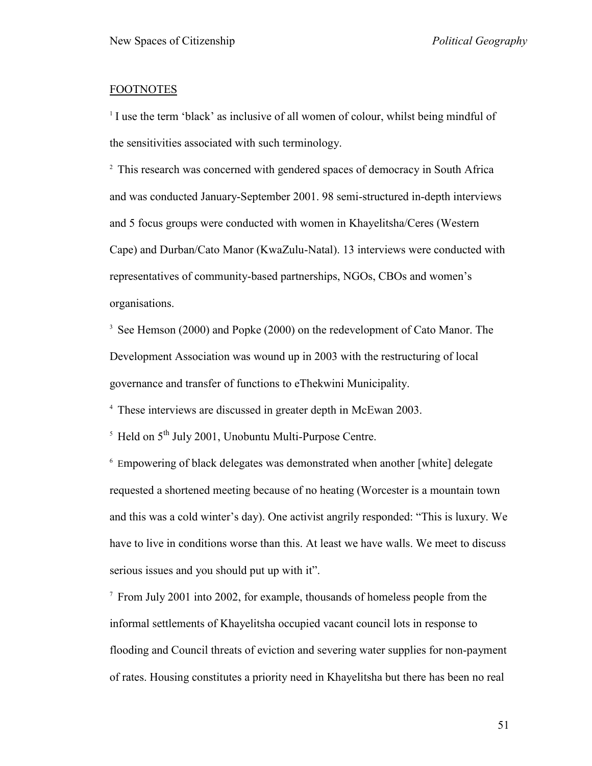## FOOTNOTES

[1] I use the term 'black' as inclusive of all women of colour, whilst being mindful of the sensitivities associated with such terminology.

[2] This research was concerned with gendered spaces of democracy in South Africa and was conducted January-September 2001. 98 semi-structured in-depth interviews and 5 focus groups were conducted with women in Khayelitsha/Ceres (Western Cape) and Durban/Cato Manor (KwaZulu-Natal). 13 interviews were conducted with representatives of community-based partnerships, NGOs, CBOs and women's organisations.

[3] See Hemson (2000) and Popke (2000) on the redevelopment of Cato Manor. The Development Association was wound up in 2003 with the restructuring of local governance and transfer of functions to eThekwini Municipality.

[4] These interviews are discussed in greater depth in McEwan 2003.

[5] Held on 5th July 2001, Unobuntu Multi-Purpose Centre.

[6] Empowering of black delegates was demonstrated when another [white] delegate requested a shortened meeting because of no heating (Worcester is a mountain town and this was a cold winter's day). One activist angrily responded: "This is luxury. We have to live in conditions worse than this. At least we have walls. We meet to discuss serious issues and you should put up with it".

[7] From July 2001 into 2002, for example, thousands of homeless people from the informal settlements of Khayelitsha occupied vacant council lots in response to flooding and Council threats of eviction and severing water supplies for non-payment of rates. Housing constitutes a priority need in Khayelitsha but there has been no real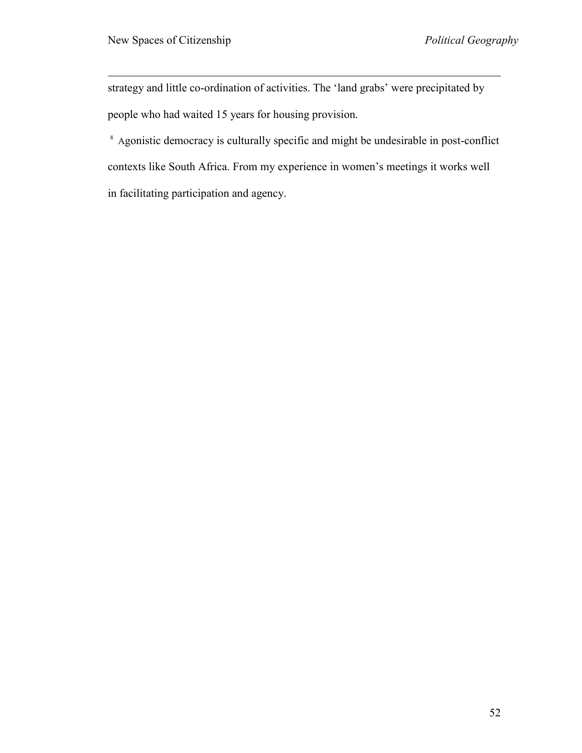strategy and little co-ordination of activities. The 'land grabs' were precipitated by people who had waited 15 years for housing provision.

[8] Agonistic democracy is culturally specific and might be undesirable in post-conflict contexts like South Africa. From my experience in women's meetings it works well in facilitating participation and agency.